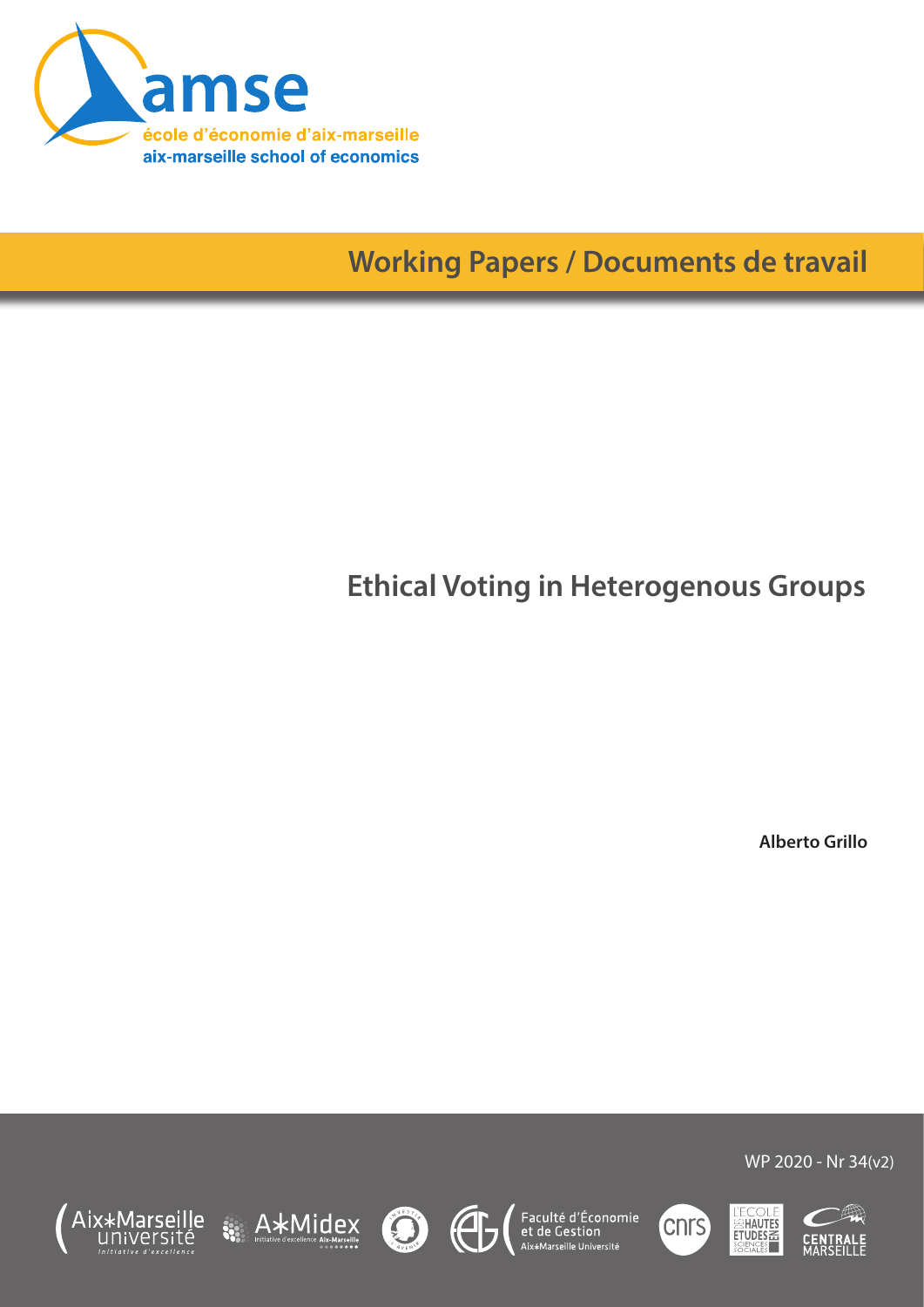amse

école d'économie d'aix-marseille

aix-marseille school of economics

**Working Papers / Documents de travail**

# Ethical Voting in Heterogenous Groups

**Alberto Grillo**

WP 2020 - Nr 34(v2)

Aix*Marseille université — Initiative d'excellence

A*Midex — Initiative d'excellence Aix-Marseille

Faculté d'Économie et de Gestion — Aix*Marseille Université

cnrs

L'ÉCOLE DES HAUTES ÉTUDES EN SCIENCES SOCIALES

CENTRALE MARSEILLE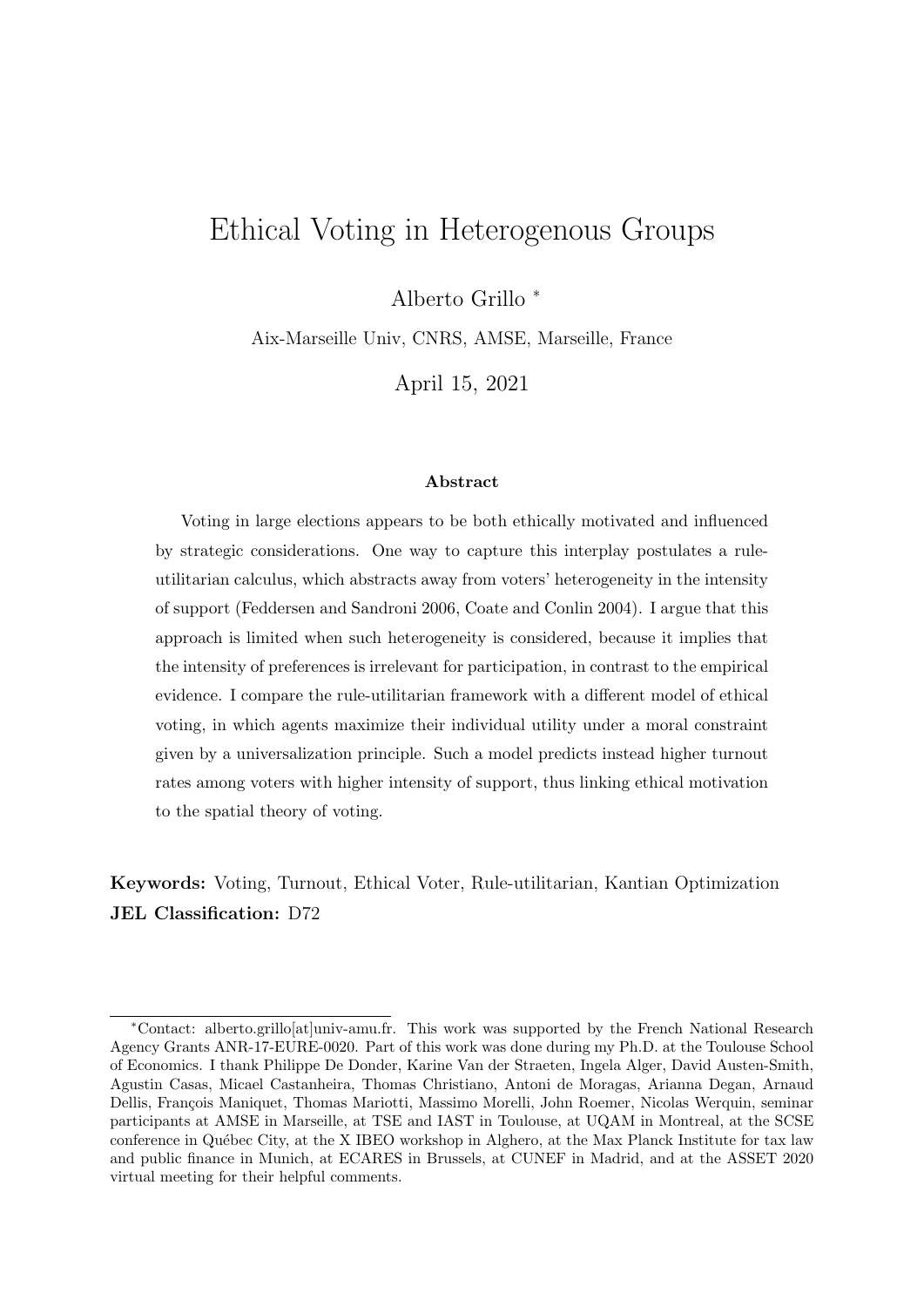# Ethical Voting in Heterogenous Groups

Alberto Grillo [*]

Aix-Marseille Univ, CNRS, AMSE, Marseille, France

April 15, 2021

### Abstract

Voting in large elections appears to be both ethically motivated and influenced by strategic considerations. One way to capture this interplay postulates a rule-utilitarian calculus, which abstracts away from voters' heterogeneity in the intensity of support (Feddersen and Sandroni 2006, Coate and Conlin 2004). I argue that this approach is limited when such heterogeneity is considered, because it implies that the intensity of preferences is irrelevant for participation, in contrast to the empirical evidence. I compare the rule-utilitarian framework with a different model of ethical voting, in which agents maximize their individual utility under a moral constraint given by a universalization principle. Such a model predicts instead higher turnout rates among voters with higher intensity of support, thus linking ethical motivation to the spatial theory of voting.

**Keywords:** Voting, Turnout, Ethical Voter, Rule-utilitarian, Kantian Optimization

**JEL Classification:** D72

[*] Contact: alberto.grillo[at]univ-amu.fr. This work was supported by the French National Research Agency Grants ANR-17-EURE-0020. Part of this work was done during my Ph.D. at the Toulouse School of Economics. I thank Philippe De Donder, Karine Van der Straeten, Ingela Alger, David Austen-Smith, Agustin Casas, Micael Castanheira, Thomas Christiano, Antoni de Moragas, Arianna Degan, Arnaud Dellis, François Maniquet, Thomas Mariotti, Massimo Morelli, John Roemer, Nicolas Werquin, seminar participants at AMSE in Marseille, at TSE and IAST in Toulouse, at UQAM in Montreal, at the SCSE conference in Québec City, at the X IBEO workshop in Alghero, at the Max Planck Institute for tax law and public finance in Munich, at ECARES in Brussels, at CUNEF in Madrid, and at the ASSET 2020 virtual meeting for their helpful comments.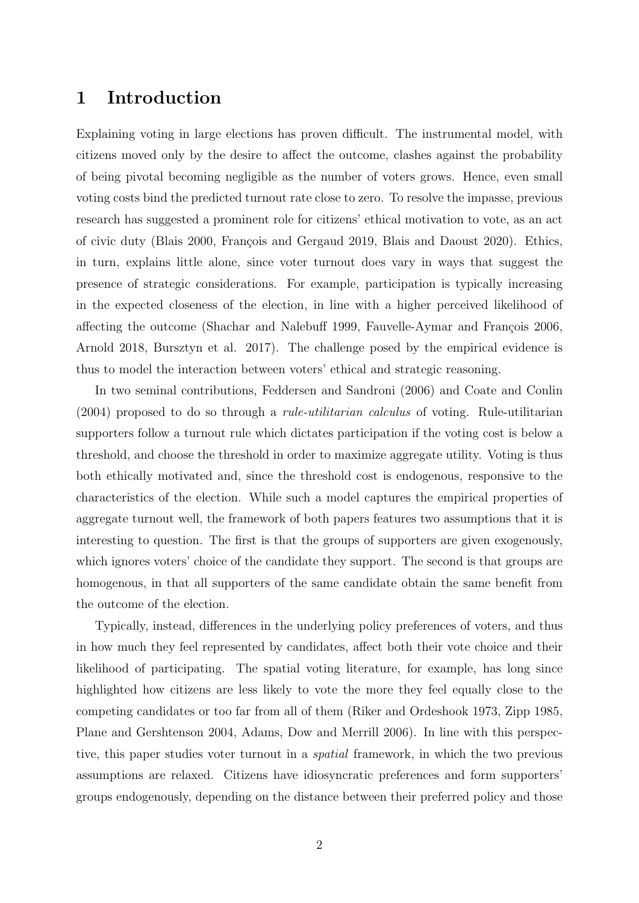# 1 Introduction

Explaining voting in large elections has proven difficult. The instrumental model, with citizens moved only by the desire to affect the outcome, clashes against the probability of being pivotal becoming negligible as the number of voters grows. Hence, even small voting costs bind the predicted turnout rate close to zero. To resolve the impasse, previous research has suggested a prominent role for citizens' ethical motivation to vote, as an act of civic duty (Blais 2000, François and Gergaud 2019, Blais and Daoust 2020). Ethics, in turn, explains little alone, since voter turnout does vary in ways that suggest the presence of strategic considerations. For example, participation is typically increasing in the expected closeness of the election, in line with a higher perceived likelihood of affecting the outcome (Shachar and Nalebuff 1999, Fauvelle-Aymar and François 2006, Arnold 2018, Bursztyn et al. 2017). The challenge posed by the empirical evidence is thus to model the interaction between voters' ethical and strategic reasoning.

In two seminal contributions, Feddersen and Sandroni (2006) and Coate and Conlin (2004) proposed to do so through a *rule-utilitarian calculus* of voting. Rule-utilitarian supporters follow a turnout rule which dictates participation if the voting cost is below a threshold, and choose the threshold in order to maximize aggregate utility. Voting is thus both ethically motivated and, since the threshold cost is endogenous, responsive to the characteristics of the election. While such a model captures the empirical properties of aggregate turnout well, the framework of both papers features two assumptions that it is interesting to question. The first is that the groups of supporters are given exogenously, which ignores voters' choice of the candidate they support. The second is that groups are homogenous, in that all supporters of the same candidate obtain the same benefit from the outcome of the election.

Typically, instead, differences in the underlying policy preferences of voters, and thus in how much they feel represented by candidates, affect both their vote choice and their likelihood of participating. The spatial voting literature, for example, has long since highlighted how citizens are less likely to vote the more they feel equally close to the competing candidates or too far from all of them (Riker and Ordeshook 1973, Zipp 1985, Plane and Gershtenson 2004, Adams, Dow and Merrill 2006). In line with this perspective, this paper studies voter turnout in a *spatial* framework, in which the two previous assumptions are relaxed. Citizens have idiosyncratic preferences and form supporters' groups endogenously, depending on the distance between their preferred policy and those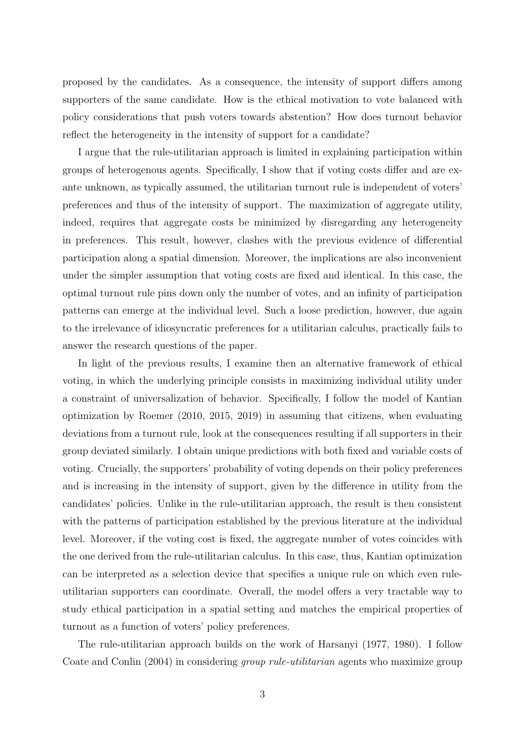proposed by the candidates. As a consequence, the intensity of support differs among supporters of the same candidate. How is the ethical motivation to vote balanced with policy considerations that push voters towards abstention? How does turnout behavior reflect the heterogeneity in the intensity of support for a candidate?

I argue that the rule-utilitarian approach is limited in explaining participation within groups of heterogenous agents. Specifically, I show that if voting costs differ and are ex-ante unknown, as typically assumed, the utilitarian turnout rule is independent of voters' preferences and thus of the intensity of support. The maximization of aggregate utility, indeed, requires that aggregate costs be minimized by disregarding any heterogeneity in preferences. This result, however, clashes with the previous evidence of differential participation along a spatial dimension. Moreover, the implications are also inconvenient under the simpler assumption that voting costs are fixed and identical. In this case, the optimal turnout rule pins down only the number of votes, and an infinity of participation patterns can emerge at the individual level. Such a loose prediction, however, due again to the irrelevance of idiosyncratic preferences for a utilitarian calculus, practically fails to answer the research questions of the paper.

In light of the previous results, I examine then an alternative framework of ethical voting, in which the underlying principle consists in maximizing individual utility under a constraint of universalization of behavior. Specifically, I follow the model of Kantian optimization by Roemer (2010, 2015, 2019) in assuming that citizens, when evaluating deviations from a turnout rule, look at the consequences resulting if all supporters in their group deviated similarly. I obtain unique predictions with both fixed and variable costs of voting. Crucially, the supporters' probability of voting depends on their policy preferences and is increasing in the intensity of support, given by the difference in utility from the candidates' policies. Unlike in the rule-utilitarian approach, the result is then consistent with the patterns of participation established by the previous literature at the individual level. Moreover, if the voting cost is fixed, the aggregate number of votes coincides with the one derived from the rule-utilitarian calculus. In this case, thus, Kantian optimization can be interpreted as a selection device that specifies a unique rule on which even rule-utilitarian supporters can coordinate. Overall, the model offers a very tractable way to study ethical participation in a spatial setting and matches the empirical properties of turnout as a function of voters' policy preferences.

The rule-utilitarian approach builds on the work of Harsanyi (1977, 1980). I follow Coate and Conlin (2004) in considering *group rule-utilitarian* agents who maximize group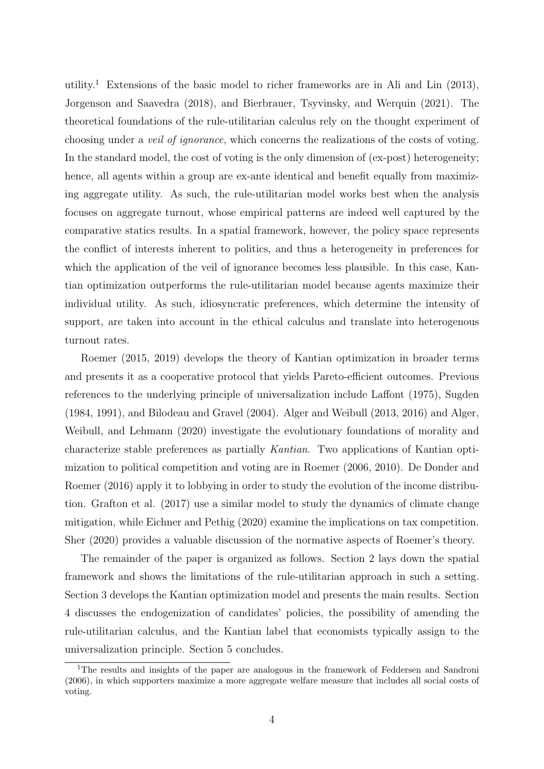utility.[1] Extensions of the basic model to richer frameworks are in Ali and Lin (2013), Jorgenson and Saavedra (2018), and Bierbrauer, Tsyvinsky, and Werquin (2021). The theoretical foundations of the rule-utilitarian calculus rely on the thought experiment of choosing under a *veil of ignorance*, which concerns the realizations of the costs of voting. In the standard model, the cost of voting is the only dimension of (ex-post) heterogeneity; hence, all agents within a group are ex-ante identical and benefit equally from maximizing aggregate utility. As such, the rule-utilitarian model works best when the analysis focuses on aggregate turnout, whose empirical patterns are indeed well captured by the comparative statics results. In a spatial framework, however, the policy space represents the conflict of interests inherent to politics, and thus a heterogeneity in preferences for which the application of the veil of ignorance becomes less plausible. In this case, Kantian optimization outperforms the rule-utilitarian model because agents maximize their individual utility. As such, idiosyncratic preferences, which determine the intensity of support, are taken into account in the ethical calculus and translate into heterogenous turnout rates.

Roemer (2015, 2019) develops the theory of Kantian optimization in broader terms and presents it as a cooperative protocol that yields Pareto-efficient outcomes. Previous references to the underlying principle of universalization include Laffont (1975), Sugden (1984, 1991), and Bilodeau and Gravel (2004). Alger and Weibull (2013, 2016) and Alger, Weibull, and Lehmann (2020) investigate the evolutionary foundations of morality and characterize stable preferences as partially *Kantian*. Two applications of Kantian optimization to political competition and voting are in Roemer (2006, 2010). De Donder and Roemer (2016) apply it to lobbying in order to study the evolution of the income distribution. Grafton et al. (2017) use a similar model to study the dynamics of climate change mitigation, while Eichner and Pethig (2020) examine the implications on tax competition. Sher (2020) provides a valuable discussion of the normative aspects of Roemer's theory.

The remainder of the paper is organized as follows. Section 2 lays down the spatial framework and shows the limitations of the rule-utilitarian approach in such a setting. Section 3 develops the Kantian optimization model and presents the main results. Section 4 discusses the endogenization of candidates' policies, the possibility of amending the rule-utilitarian calculus, and the Kantian label that economists typically assign to the universalization principle. Section 5 concludes.

[1] The results and insights of the paper are analogous in the framework of Feddersen and Sandroni (2006), in which supporters maximize a more aggregate welfare measure that includes all social costs of voting.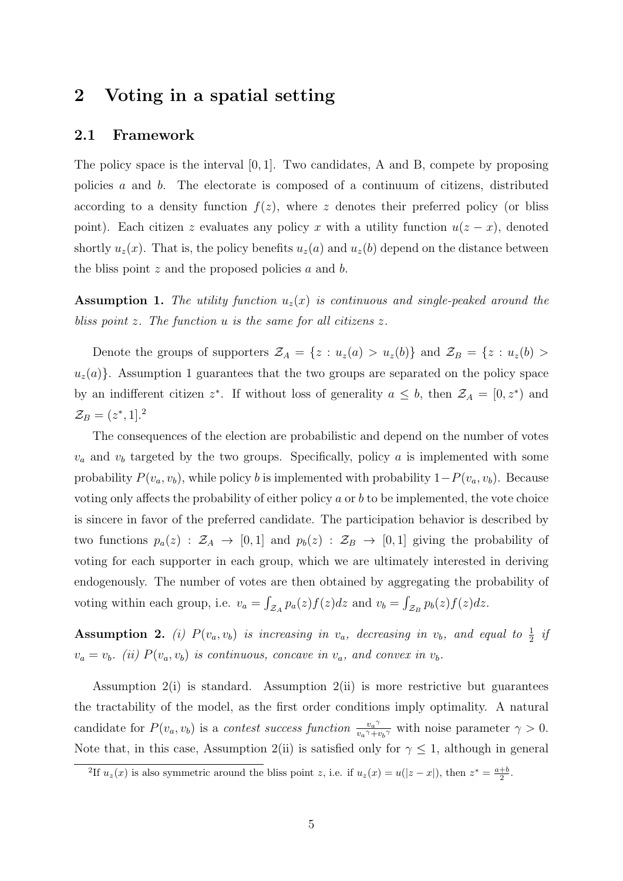## 2 Voting in a spatial setting

### 2.1 Framework

The policy space is the interval $[0, 1]$. Two candidates, A and B, compete by proposing policies $a$ and $b$. The electorate is composed of a continuum of citizens, distributed according to a density function $f(z)$, where $z$ denotes their preferred policy (or bliss point). Each citizen $z$ evaluates any policy $x$ with a utility function $u(z - x)$, denoted shortly $u_z(x)$. That is, the policy benefits $u_z(a)$ and $u_z(b)$ depend on the distance between the bliss point $z$ and the proposed policies $a$ and $b$.

**Assumption 1.** *The utility function $u_z(x)$ is continuous and single-peaked around the bliss point $z$. The function $u$ is the same for all citizens $z$.*

Denote the groups of supporters $\mathcal{Z}_A = \{z : u_z(a) > u_z(b)\}$ and $\mathcal{Z}_B = \{z : u_z(b) > u_z(a)\}$. Assumption 1 guarantees that the two groups are separated on the policy space by an indifferent citizen $z^*$. If without loss of generality $a \leq b$, then $\mathcal{Z}_A = [0, z^*)$ and $\mathcal{Z}_B = (z^*, 1]$.[2]

The consequences of the election are probabilistic and depend on the number of votes $v_a$ and $v_b$ targeted by the two groups. Specifically, policy $a$ is implemented with some probability $P(v_a, v_b)$, while policy $b$ is implemented with probability $1 - P(v_a, v_b)$. Because voting only affects the probability of either policy $a$ or $b$ to be implemented, the vote choice is sincere in favor of the preferred candidate. The participation behavior is described by two functions $p_a(z) : \mathcal{Z}_A \to [0, 1]$ and $p_b(z) : \mathcal{Z}_B \to [0, 1]$ giving the probability of voting for each supporter in each group, which we are ultimately interested in deriving endogenously. The number of votes are then obtained by aggregating the probability of voting within each group, i.e. $v_a = \int_{\mathcal{Z}_A} p_a(z) f(z) dz$ and $v_b = \int_{\mathcal{Z}_B} p_b(z) f(z) dz$.

**Assumption 2.** *(i) $P(v_a, v_b)$ is increasing in $v_a$, decreasing in $v_b$, and equal to $\frac{1}{2}$ if $v_a = v_b$. (ii) $P(v_a, v_b)$ is continuous, concave in $v_a$, and convex in $v_b$.*

Assumption 2(i) is standard. Assumption 2(ii) is more restrictive but guarantees the tractability of the model, as the first order conditions imply optimality. A natural candidate for $P(v_a, v_b)$ is a *contest success function* $\frac{v_a{}^\gamma}{v_a{}^\gamma + v_b{}^\gamma}$ with noise parameter $\gamma > 0$. Note that, in this case, Assumption 2(ii) is satisfied only for $\gamma \leq 1$, although in general

[2] If $u_z(x)$ is also symmetric around the bliss point $z$, i.e. if $u_z(x) = u(|z - x|)$, then $z^* = \frac{a+b}{2}$.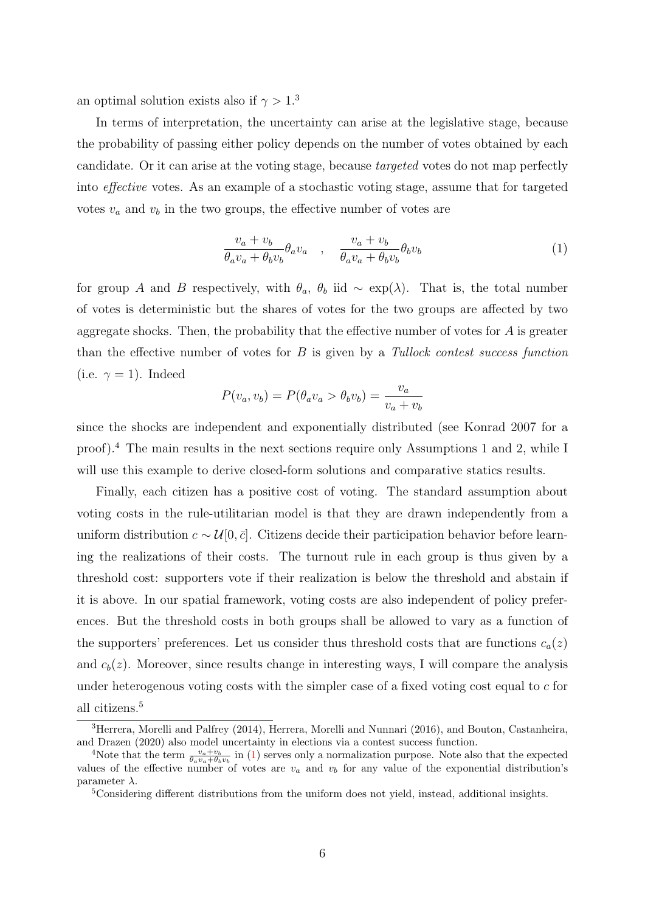an optimal solution exists also if $\gamma > 1$.[3]

In terms of interpretation, the uncertainty can arise at the legislative stage, because the probability of passing either policy depends on the number of votes obtained by each candidate. Or it can arise at the voting stage, because *targeted* votes do not map perfectly into *effective* votes. As an example of a stochastic voting stage, assume that for targeted votes $v_a$ and $v_b$ in the two groups, the effective number of votes are

$$\frac{v_a + v_b}{\theta_a v_a + \theta_b v_b}\theta_a v_a \quad , \quad \frac{v_a + v_b}{\theta_a v_a + \theta_b v_b}\theta_b v_b \tag{1}$$

for group $A$ and $B$ respectively, with $\theta_a$, $\theta_b$ iid $\sim \exp(\lambda)$. That is, the total number of votes is deterministic but the shares of votes for the two groups are affected by two aggregate shocks. Then, the probability that the effective number of votes for $A$ is greater than the effective number of votes for $B$ is given by a *Tullock contest success function* (i.e. $\gamma = 1$). Indeed

$$P(v_a, v_b) = P(\theta_a v_a > \theta_b v_b) = \frac{v_a}{v_a + v_b}$$

since the shocks are independent and exponentially distributed (see Konrad 2007 for a proof).[4] The main results in the next sections require only Assumptions 1 and 2, while I will use this example to derive closed-form solutions and comparative statics results.

Finally, each citizen has a positive cost of voting. The standard assumption about voting costs in the rule-utilitarian model is that they are drawn independently from a uniform distribution $c \sim \mathcal{U}[0, \bar{c}]$. Citizens decide their participation behavior before learning the realizations of their costs. The turnout rule in each group is thus given by a threshold cost: supporters vote if their realization is below the threshold and abstain if it is above. In our spatial framework, voting costs are also independent of policy preferences. But the threshold costs in both groups shall be allowed to vary as a function of the supporters' preferences. Let us consider thus threshold costs that are functions $c_a(z)$ and $c_b(z)$. Moreover, since results change in interesting ways, I will compare the analysis under heterogenous voting costs with the simpler case of a fixed voting cost equal to $c$ for all citizens.[5]

---

[3] Herrera, Morelli and Palfrey (2014), Herrera, Morelli and Nunnari (2016), and Bouton, Castanheira, and Drazen (2020) also model uncertainty in elections via a contest success function.

[4] Note that the term $\frac{v_a + v_b}{\theta_a v_a + \theta_b v_b}$ in (1) serves only a normalization purpose. Note also that the expected values of the effective number of votes are $v_a$ and $v_b$ for any value of the exponential distribution's parameter $\lambda$.

[5] Considering different distributions from the uniform does not yield, instead, additional insights.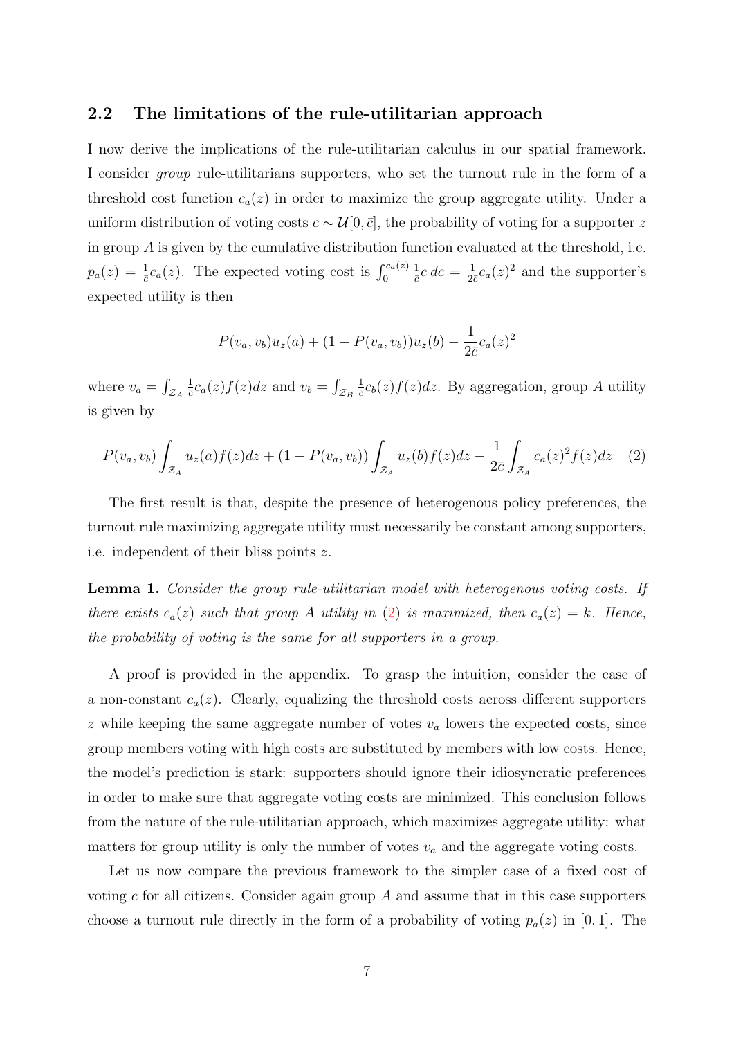### 2.2 The limitations of the rule-utilitarian approach

I now derive the implications of the rule-utilitarian calculus in our spatial framework. I consider *group* rule-utilitarians supporters, who set the turnout rule in the form of a threshold cost function $c_a(z)$ in order to maximize the group aggregate utility. Under a uniform distribution of voting costs $c \sim \mathcal{U}[0, \bar{c}]$, the probability of voting for a supporter $z$ in group $A$ is given by the cumulative distribution function evaluated at the threshold, i.e. $p_a(z) = \frac{1}{\bar{c}} c_a(z)$. The expected voting cost is $\int_0^{c_a(z)} \frac{1}{\bar{c}} c \, dc = \frac{1}{2\bar{c}} c_a(z)^2$ and the supporter's expected utility is then

$$P(v_a, v_b) u_z(a) + (1 - P(v_a, v_b)) u_z(b) - \frac{1}{2\bar{c}} c_a(z)^2$$

where $v_a = \int_{\mathcal{Z}_A} \frac{1}{\bar{c}} c_a(z) f(z) dz$ and $v_b = \int_{\mathcal{Z}_B} \frac{1}{\bar{c}} c_b(z) f(z) dz$. By aggregation, group $A$ utility is given by

$$P(v_a, v_b) \int_{\mathcal{Z}_A} u_z(a) f(z) dz + (1 - P(v_a, v_b)) \int_{\mathcal{Z}_A} u_z(b) f(z) dz - \frac{1}{2\bar{c}} \int_{\mathcal{Z}_A} c_a(z)^2 f(z) dz \quad (2)$$

The first result is that, despite the presence of heterogenous policy preferences, the turnout rule maximizing aggregate utility must necessarily be constant among supporters, i.e. independent of their bliss points $z$.

**Lemma 1.** *Consider the group rule-utilitarian model with heterogenous voting costs. If there exists $c_a(z)$ such that group $A$ utility in (2) is maximized, then $c_a(z) = k$. Hence, the probability of voting is the same for all supporters in a group.*

A proof is provided in the appendix. To grasp the intuition, consider the case of a non-constant $c_a(z)$. Clearly, equalizing the threshold costs across different supporters $z$ while keeping the same aggregate number of votes $v_a$ lowers the expected costs, since group members voting with high costs are substituted by members with low costs. Hence, the model's prediction is stark: supporters should ignore their idiosyncratic preferences in order to make sure that aggregate voting costs are minimized. This conclusion follows from the nature of the rule-utilitarian approach, which maximizes aggregate utility: what matters for group utility is only the number of votes $v_a$ and the aggregate voting costs.

Let us now compare the previous framework to the simpler case of a fixed cost of voting $c$ for all citizens. Consider again group $A$ and assume that in this case supporters choose a turnout rule directly in the form of a probability of voting $p_a(z)$ in $[0, 1]$. The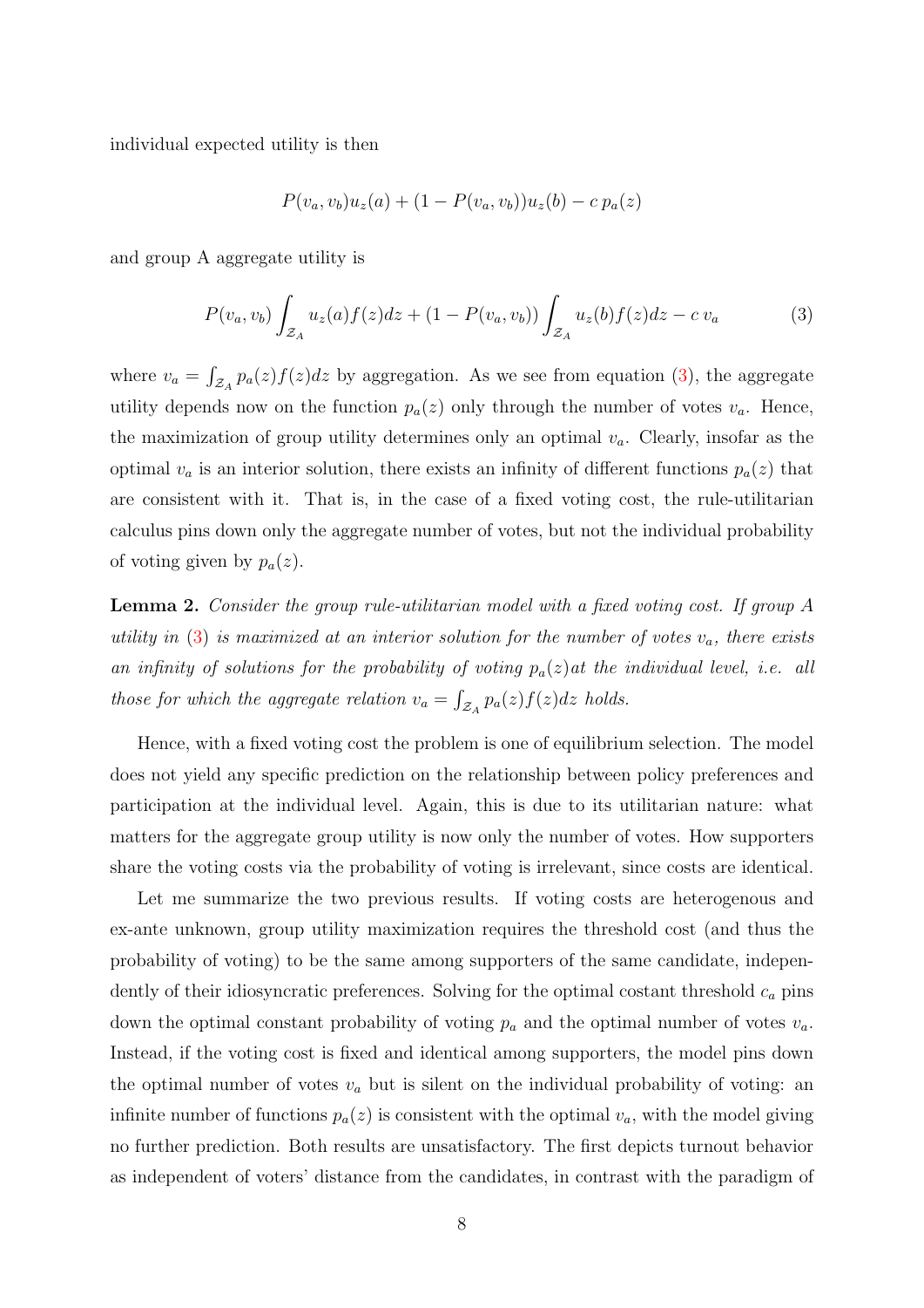individual expected utility is then

$$P(v_a, v_b)u_z(a) + (1 - P(v_a, v_b))u_z(b) - c\, p_a(z)$$

and group A aggregate utility is

$$P(v_a, v_b) \int_{\mathcal{Z}_A} u_z(a) f(z) dz + (1 - P(v_a, v_b)) \int_{\mathcal{Z}_A} u_z(b) f(z) dz - c\, v_a \tag{3}$$

where $v_a = \int_{\mathcal{Z}_A} p_a(z) f(z) dz$ by aggregation. As we see from equation (3), the aggregate utility depends now on the function $p_a(z)$ only through the number of votes $v_a$. Hence, the maximization of group utility determines only an optimal $v_a$. Clearly, insofar as the optimal $v_a$ is an interior solution, there exists an infinity of different functions $p_a(z)$ that are consistent with it. That is, in the case of a fixed voting cost, the rule-utilitarian calculus pins down only the aggregate number of votes, but not the individual probability of voting given by $p_a(z)$.

**Lemma 2.** *Consider the group rule-utilitarian model with a fixed voting cost. If group A utility in (3) is maximized at an interior solution for the number of votes $v_a$, there exists an infinity of solutions for the probability of voting $p_a(z)$at the individual level, i.e. all those for which the aggregate relation $v_a = \int_{\mathcal{Z}_A} p_a(z) f(z) dz$ holds.*

Hence, with a fixed voting cost the problem is one of equilibrium selection. The model does not yield any specific prediction on the relationship between policy preferences and participation at the individual level. Again, this is due to its utilitarian nature: what matters for the aggregate group utility is now only the number of votes. How supporters share the voting costs via the probability of voting is irrelevant, since costs are identical.

Let me summarize the two previous results. If voting costs are heterogenous and ex-ante unknown, group utility maximization requires the threshold cost (and thus the probability of voting) to be the same among supporters of the same candidate, independently of their idiosyncratic preferences. Solving for the optimal costant threshold $c_a$ pins down the optimal constant probability of voting $p_a$ and the optimal number of votes $v_a$. Instead, if the voting cost is fixed and identical among supporters, the model pins down the optimal number of votes $v_a$ but is silent on the individual probability of voting: an infinite number of functions $p_a(z)$ is consistent with the optimal $v_a$, with the model giving no further prediction. Both results are unsatisfactory. The first depicts turnout behavior as independent of voters' distance from the candidates, in contrast with the paradigm of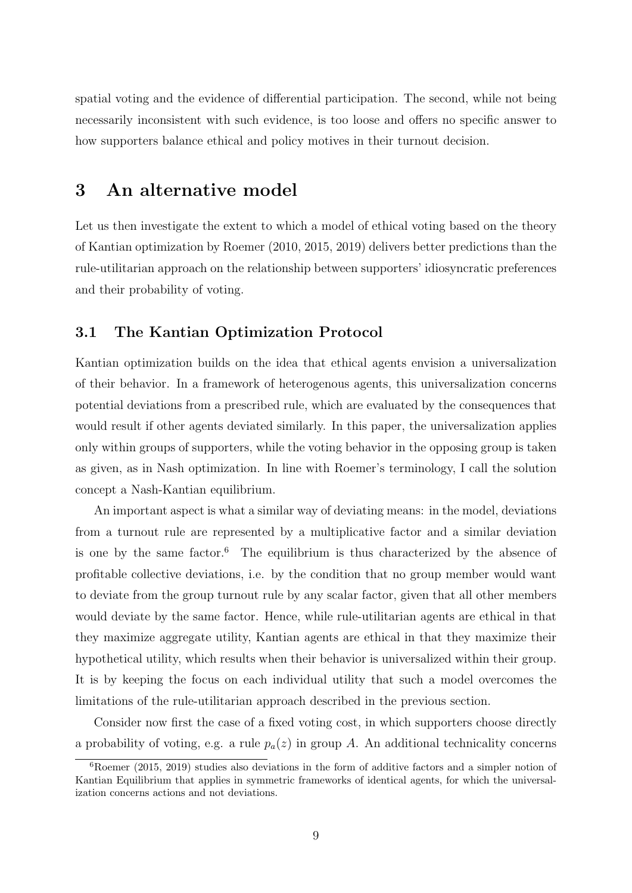spatial voting and the evidence of differential participation. The second, while not being necessarily inconsistent with such evidence, is too loose and offers no specific answer to how supporters balance ethical and policy motives in their turnout decision.

# 3 An alternative model

Let us then investigate the extent to which a model of ethical voting based on the theory of Kantian optimization by Roemer (2010, 2015, 2019) delivers better predictions than the rule-utilitarian approach on the relationship between supporters' idiosyncratic preferences and their probability of voting.

## 3.1 The Kantian Optimization Protocol

Kantian optimization builds on the idea that ethical agents envision a universalization of their behavior. In a framework of heterogenous agents, this universalization concerns potential deviations from a prescribed rule, which are evaluated by the consequences that would result if other agents deviated similarly. In this paper, the universalization applies only within groups of supporters, while the voting behavior in the opposing group is taken as given, as in Nash optimization. In line with Roemer's terminology, I call the solution concept a Nash-Kantian equilibrium.

An important aspect is what a similar way of deviating means: in the model, deviations from a turnout rule are represented by a multiplicative factor and a similar deviation is one by the same factor.[6] The equilibrium is thus characterized by the absence of profitable collective deviations, i.e. by the condition that no group member would want to deviate from the group turnout rule by any scalar factor, given that all other members would deviate by the same factor. Hence, while rule-utilitarian agents are ethical in that they maximize aggregate utility, Kantian agents are ethical in that they maximize their hypothetical utility, which results when their behavior is universalized within their group. It is by keeping the focus on each individual utility that such a model overcomes the limitations of the rule-utilitarian approach described in the previous section.

Consider now first the case of a fixed voting cost, in which supporters choose directly a probability of voting, e.g. a rule $p_a(z)$ in group $A$. An additional technicality concerns

[6] Roemer (2015, 2019) studies also deviations in the form of additive factors and a simpler notion of Kantian Equilibrium that applies in symmetric frameworks of identical agents, for which the universalization concerns actions and not deviations.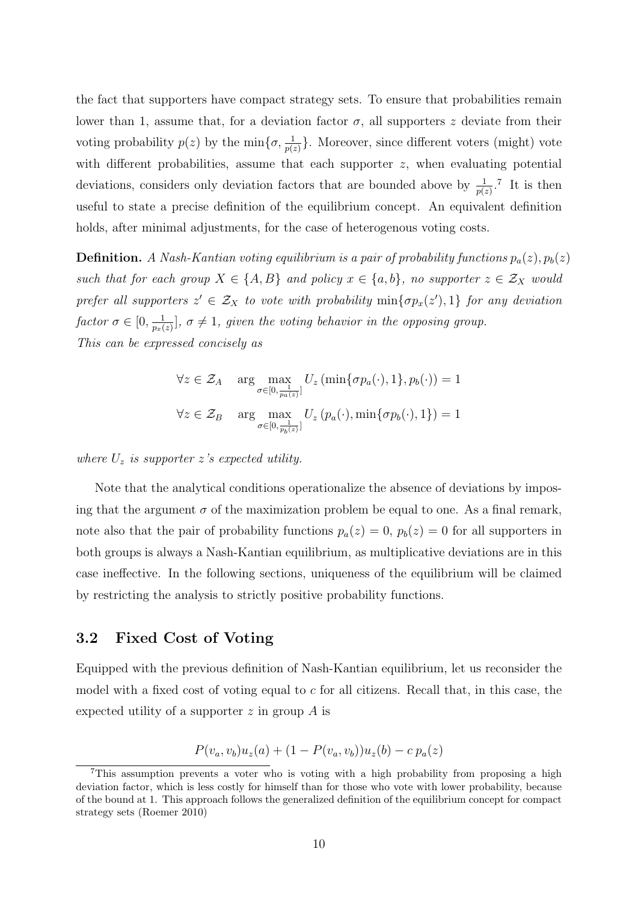the fact that supporters have compact strategy sets. To ensure that probabilities remain lower than 1, assume that, for a deviation factor $\sigma$, all supporters $z$ deviate from their voting probability $p(z)$ by the $\min\{\sigma, \frac{1}{p(z)}\}$. Moreover, since different voters (might) vote with different probabilities, assume that each supporter $z$, when evaluating potential deviations, considers only deviation factors that are bounded above by $\frac{1}{p(z)}$.[7] It is then useful to state a precise definition of the equilibrium concept. An equivalent definition holds, after minimal adjustments, for the case of heterogenous voting costs.

**Definition.** *A Nash-Kantian voting equilibrium is a pair of probability functions $p_a(z), p_b(z)$ such that for each group $X \in \{A, B\}$ and policy $x \in \{a, b\}$, no supporter $z \in \mathcal{Z}_X$ would prefer all supporters $z' \in \mathcal{Z}_X$ to vote with probability $\min\{\sigma p_x(z'), 1\}$ for any deviation factor $\sigma \in [0, \frac{1}{p_x(z)}]$, $\sigma \neq 1$, given the voting behavior in the opposing group.*
*This can be expressed concisely as*

$$\forall z \in \mathcal{Z}_A \quad \arg\max_{\sigma \in [0, \frac{1}{p_a(z)}]} U_z\left(\min\{\sigma p_a(\cdot), 1\}, p_b(\cdot)\right) = 1$$

$$\forall z \in \mathcal{Z}_B \quad \arg\max_{\sigma \in [0, \frac{1}{p_b(z)}]} U_z\left(p_a(\cdot), \min\{\sigma p_b(\cdot), 1\}\right) = 1$$

*where $U_z$ is supporter $z$'s expected utility.*

Note that the analytical conditions operationalize the absence of deviations by imposing that the argument $\sigma$ of the maximization problem be equal to one. As a final remark, note also that the pair of probability functions $p_a(z) = 0$, $p_b(z) = 0$ for all supporters in both groups is always a Nash-Kantian equilibrium, as multiplicative deviations are in this case ineffective. In the following sections, uniqueness of the equilibrium will be claimed by restricting the analysis to strictly positive probability functions.

## 3.2 Fixed Cost of Voting

Equipped with the previous definition of Nash-Kantian equilibrium, let us reconsider the model with a fixed cost of voting equal to $c$ for all citizens. Recall that, in this case, the expected utility of a supporter $z$ in group $A$ is

$$P(v_a, v_b)u_z(a) + (1 - P(v_a, v_b))u_z(b) - c\, p_a(z)$$

[7] This assumption prevents a voter who is voting with a high probability from proposing a high deviation factor, which is less costly for himself than for those who vote with lower probability, because of the bound at 1. This approach follows the generalized definition of the equilibrium concept for compact strategy sets (Roemer 2010)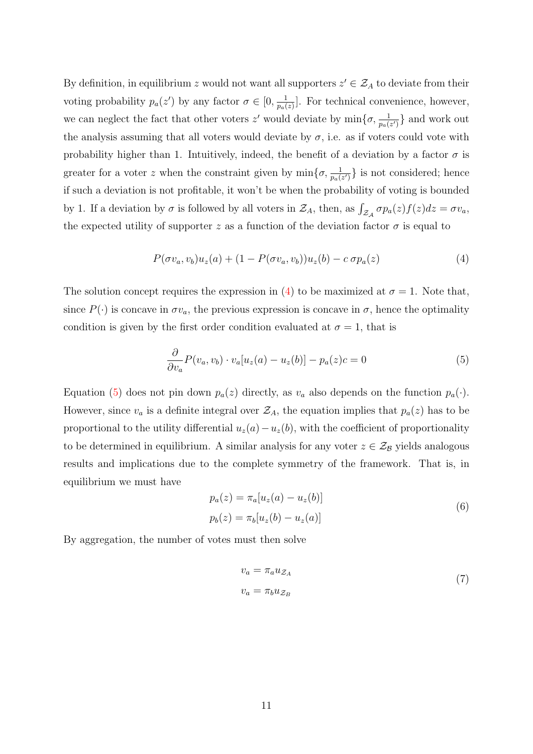By definition, in equilibrium $z$ would not want all supporters $z' \in \mathcal{Z}_A$ to deviate from their voting probability $p_a(z')$ by any factor $\sigma \in [0, \frac{1}{p_a(z)}]$. For technical convenience, however, we can neglect the fact that other voters $z'$ would deviate by $\min\{\sigma, \frac{1}{p_a(z')}\}$ and work out the analysis assuming that all voters would deviate by $\sigma$, i.e. as if voters could vote with probability higher than 1. Intuitively, indeed, the benefit of a deviation by a factor $\sigma$ is greater for a voter $z$ when the constraint given by $\min\{\sigma, \frac{1}{p_a(z')}\}$ is not considered; hence if such a deviation is not profitable, it won't be when the probability of voting is bounded by 1. If a deviation by $\sigma$ is followed by all voters in $\mathcal{Z}_A$, then, as $\int_{\mathcal{Z}_\mathcal{A}} \sigma p_a(z) f(z) dz = \sigma v_a$, the expected utility of supporter $z$ as a function of the deviation factor $\sigma$ is equal to

$$P(\sigma v_a, v_b) u_z(a) + (1 - P(\sigma v_a, v_b)) u_z(b) - c \, \sigma p_a(z) \tag{4}$$

The solution concept requires the expression in (4) to be maximized at $\sigma = 1$. Note that, since $P(\cdot)$ is concave in $\sigma v_a$, the previous expression is concave in $\sigma$, hence the optimality condition is given by the first order condition evaluated at $\sigma = 1$, that is

$$\frac{\partial}{\partial v_a} P(v_a, v_b) \cdot v_a [u_z(a) - u_z(b)] - p_a(z) c = 0 \tag{5}$$

Equation (5) does not pin down $p_a(z)$ directly, as $v_a$ also depends on the function $p_a(\cdot)$. However, since $v_a$ is a definite integral over $\mathcal{Z}_A$, the equation implies that $p_a(z)$ has to be proportional to the utility differential $u_z(a) - u_z(b)$, with the coefficient of proportionality to be determined in equilibrium. A similar analysis for any voter $z \in \mathcal{Z}_\mathcal{B}$ yields analogous results and implications due to the complete symmetry of the framework. That is, in equilibrium we must have

$$\begin{aligned} p_a(z) &= \pi_a [u_z(a) - u_z(b)] \\ p_b(z) &= \pi_b [u_z(b) - u_z(a)] \end{aligned} \tag{6}$$

By aggregation, the number of votes must then solve

$$\begin{aligned} v_a &= \pi_a u_{\mathcal{Z}_A} \\ v_a &= \pi_b u_{\mathcal{Z}_B} \end{aligned} \tag{7}$$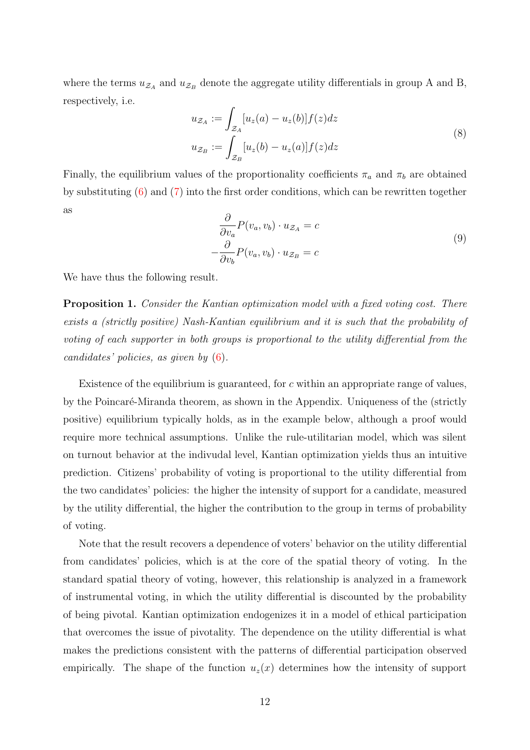where the terms $u_{\mathcal{Z}_A}$ and $u_{\mathcal{Z}_B}$ denote the aggregate utility differentials in group A and B, respectively, i.e.

$$
\begin{aligned}
u_{\mathcal{Z}_A} &:= \int_{\mathcal{Z}_A} [u_z(a) - u_z(b)] f(z) dz \\
u_{\mathcal{Z}_B} &:= \int_{\mathcal{Z}_B} [u_z(b) - u_z(a)] f(z) dz
\end{aligned}
\tag{8}
$$

Finally, the equilibrium values of the proportionality coefficients $\pi_a$ and $\pi_b$ are obtained by substituting (6) and (7) into the first order conditions, which can be rewritten together as

$$
\begin{aligned}
\frac{\partial}{\partial v_a} P(v_a, v_b) \cdot u_{\mathcal{Z}_A} &= c \\
-\frac{\partial}{\partial v_b} P(v_a, v_b) \cdot u_{\mathcal{Z}_B} &= c
\end{aligned}
\tag{9}
$$

We have thus the following result.

**Proposition 1.** *Consider the Kantian optimization model with a fixed voting cost. There exists a (strictly positive) Nash-Kantian equilibrium and it is such that the probability of voting of each supporter in both groups is proportional to the utility differential from the candidates' policies, as given by* (6).

Existence of the equilibrium is guaranteed, for $c$ within an appropriate range of values, by the Poincaré-Miranda theorem, as shown in the Appendix. Uniqueness of the (strictly positive) equilibrium typically holds, as in the example below, although a proof would require more technical assumptions. Unlike the rule-utilitarian model, which was silent on turnout behavior at the indivudal level, Kantian optimization yields thus an intuitive prediction. Citizens' probability of voting is proportional to the utility differential from the two candidates' policies: the higher the intensity of support for a candidate, measured by the utility differential, the higher the contribution to the group in terms of probability of voting.

Note that the result recovers a dependence of voters' behavior on the utility differential from candidates' policies, which is at the core of the spatial theory of voting. In the standard spatial theory of voting, however, this relationship is analyzed in a framework of instrumental voting, in which the utility differential is discounted by the probability of being pivotal. Kantian optimization endogenizes it in a model of ethical participation that overcomes the issue of pivotality. The dependence on the utility differential is what makes the predictions consistent with the patterns of differential participation observed empirically. The shape of the function $u_z(x)$ determines how the intensity of support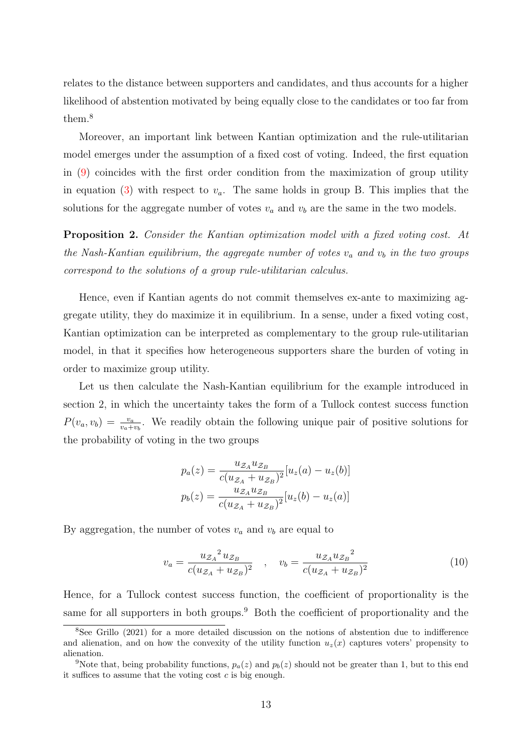relates to the distance between supporters and candidates, and thus accounts for a higher likelihood of abstention motivated by being equally close to the candidates or too far from them.[8]

Moreover, an important link between Kantian optimization and the rule-utilitarian model emerges under the assumption of a fixed cost of voting. Indeed, the first equation in (9) coincides with the first order condition from the maximization of group utility in equation (3) with respect to $v_a$. The same holds in group B. This implies that the solutions for the aggregate number of votes $v_a$ and $v_b$ are the same in the two models.

**Proposition 2.** *Consider the Kantian optimization model with a fixed voting cost. At the Nash-Kantian equilibrium, the aggregate number of votes $v_a$ and $v_b$ in the two groups correspond to the solutions of a group rule-utilitarian calculus.*

Hence, even if Kantian agents do not commit themselves ex-ante to maximizing aggregate utility, they do maximize it in equilibrium. In a sense, under a fixed voting cost, Kantian optimization can be interpreted as complementary to the group rule-utilitarian model, in that it specifies how heterogeneous supporters share the burden of voting in order to maximize group utility.

Let us then calculate the Nash-Kantian equilibrium for the example introduced in section 2, in which the uncertainty takes the form of a Tullock contest success function $P(v_a, v_b) = \frac{v_a}{v_a+v_b}$. We readily obtain the following unique pair of positive solutions for the probability of voting in the two groups

$$p_a(z) = \frac{u_{\mathcal{Z}_A} u_{\mathcal{Z}_B}}{c(u_{\mathcal{Z}_A} + u_{\mathcal{Z}_B})^2}[u_z(a) - u_z(b)]$$
$$p_b(z) = \frac{u_{\mathcal{Z}_A} u_{\mathcal{Z}_B}}{c(u_{\mathcal{Z}_A} + u_{\mathcal{Z}_B})^2}[u_z(b) - u_z(a)]$$

By aggregation, the number of votes $v_a$ and $v_b$ are equal to

$$v_a = \frac{{u_{\mathcal{Z}_A}}^2 u_{\mathcal{Z}_B}}{c(u_{\mathcal{Z}_A} + u_{\mathcal{Z}_B})^2} \quad , \quad v_b = \frac{u_{\mathcal{Z}_A} {u_{\mathcal{Z}_B}}^2}{c(u_{\mathcal{Z}_A} + u_{\mathcal{Z}_B})^2} \tag{10}$$

Hence, for a Tullock contest success function, the coefficient of proportionality is the same for all supporters in both groups.[9] Both the coefficient of proportionality and the

---

[8] See Grillo (2021) for a more detailed discussion on the notions of abstention due to indifference and alienation, and on how the convexity of the utility function $u_z(x)$ captures voters' propensity to alienation.

[9] Note that, being probability functions, $p_a(z)$ and $p_b(z)$ should not be greater than 1, but to this end it suffices to assume that the voting cost $c$ is big enough.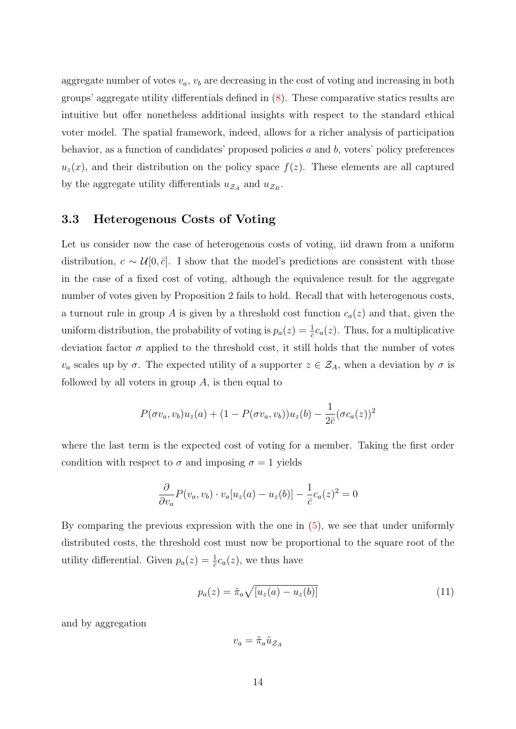aggregate number of votes $v_a$, $v_b$ are decreasing in the cost of voting and increasing in both groups' aggregate utility differentials defined in (8). These comparative statics results are intuitive but offer nonetheless additional insights with respect to the standard ethical voter model. The spatial framework, indeed, allows for a richer analysis of participation behavior, as a function of candidates' proposed policies $a$ and $b$, voters' policy preferences $u_z(x)$, and their distribution on the policy space $f(z)$. These elements are all captured by the aggregate utility differentials $u_{\mathcal{Z}_A}$ and $u_{\mathcal{Z}_B}$.

### 3.3 Heterogenous Costs of Voting

Let us consider now the case of heterogenous costs of voting, iid drawn from a uniform distribution, $c \sim \mathcal{U}[0, \bar{c}]$. I show that the model's predictions are consistent with those in the case of a fixed cost of voting, although the equivalence result for the aggregate number of votes given by Proposition 2 fails to hold. Recall that with heterogenous costs, a turnout rule in group $A$ is given by a threshold cost function $c_a(z)$ and that, given the uniform distribution, the probability of voting is $p_a(z) = \frac{1}{\bar{c}} c_a(z)$. Thus, for a multiplicative deviation factor $\sigma$ applied to the threshold cost, it still holds that the number of votes $v_a$ scales up by $\sigma$. The expected utility of a supporter $z \in \mathcal{Z}_A$, when a deviation by $\sigma$ is followed by all voters in group $A$, is then equal to

$$P(\sigma v_a, v_b) u_z(a) + (1 - P(\sigma v_a, v_b)) u_z(b) - \frac{1}{2\bar{c}} (\sigma c_a(z))^2$$

where the last term is the expected cost of voting for a member. Taking the first order condition with respect to $\sigma$ and imposing $\sigma = 1$ yields

$$\frac{\partial}{\partial v_a} P(v_a, v_b) \cdot v_a [u_z(a) - u_z(b)] - \frac{1}{\bar{c}} c_a(z)^2 = 0$$

By comparing the previous expression with the one in (5), we see that under uniformly distributed costs, the threshold cost must now be proportional to the square root of the utility differential. Given $p_a(z) = \frac{1}{\bar{c}} c_a(z)$, we thus have

$$p_a(z) = \tilde{\pi}_a \sqrt{[u_z(a) - u_z(b)]} \tag{11}$$

and by aggregation

$$v_a = \tilde{\pi}_a \tilde{u}_{\mathcal{Z}_A}$$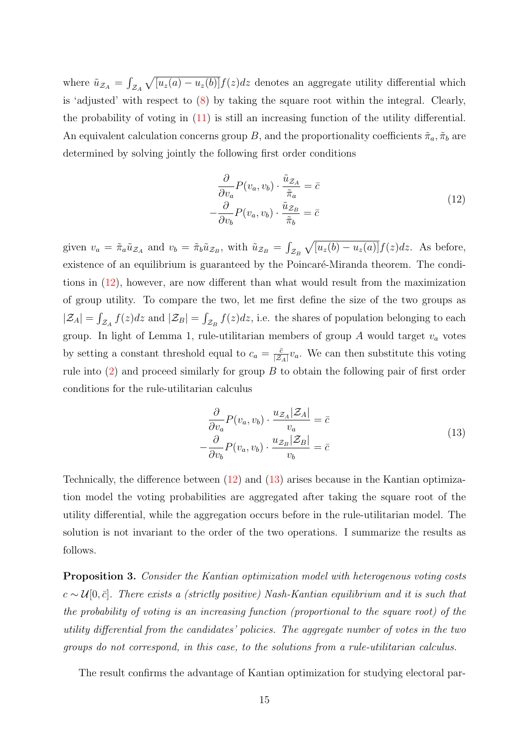where $\tilde{u}_{\mathcal{Z}_A} = \int_{\mathcal{Z}_A} \sqrt{[u_z(a) - u_z(b)]} f(z)dz$ denotes an aggregate utility differential which is 'adjusted' with respect to (8) by taking the square root within the integral. Clearly, the probability of voting in (11) is still an increasing function of the utility differential. An equivalent calculation concerns group $B$, and the proportionality coefficients $\tilde{\pi}_a, \tilde{\pi}_b$ are determined by solving jointly the following first order conditions

$$
\begin{aligned}
\frac{\partial}{\partial v_a} P(v_a, v_b) \cdot \frac{\tilde{u}_{\mathcal{Z}_A}}{\tilde{\pi}_a} &= \bar{c} \\
-\frac{\partial}{\partial v_b} P(v_a, v_b) \cdot \frac{\tilde{u}_{\mathcal{Z}_B}}{\tilde{\pi}_b} &= \bar{c}
\end{aligned}
\tag{12}
$$

given $v_a = \tilde{\pi}_a \tilde{u}_{\mathcal{Z}_A}$ and $v_b = \tilde{\pi}_b \tilde{u}_{\mathcal{Z}_B}$, with $\tilde{u}_{\mathcal{Z}_B} = \int_{\mathcal{Z}_B} \sqrt{[u_z(b) - u_z(a)]} f(z)dz$. As before, existence of an equilibrium is guaranteed by the Poincaré-Miranda theorem. The conditions in (12), however, are now different than what would result from the maximization of group utility. To compare the two, let me first define the size of the two groups as $|\mathcal{Z}_A| = \int_{\mathcal{Z}_A} f(z)dz$ and $|\mathcal{Z}_B| = \int_{\mathcal{Z}_B} f(z)dz$, i.e. the shares of population belonging to each group. In light of Lemma 1, rule-utilitarian members of group $A$ would target $v_a$ votes by setting a constant threshold equal to $c_a = \frac{\bar{c}}{|\mathcal{Z}_A|} v_a$. We can then substitute this voting rule into (2) and proceed similarly for group $B$ to obtain the following pair of first order conditions for the rule-utilitarian calculus

$$
\begin{aligned}
\frac{\partial}{\partial v_a} P(v_a, v_b) \cdot \frac{u_{\mathcal{Z}_A} |\mathcal{Z}_A|}{v_a} &= \bar{c} \\
-\frac{\partial}{\partial v_b} P(v_a, v_b) \cdot \frac{u_{\mathcal{Z}_B} |\mathcal{Z}_B|}{v_b} &= \bar{c}
\end{aligned}
\tag{13}
$$

Technically, the difference between (12) and (13) arises because in the Kantian optimization model the voting probabilities are aggregated after taking the square root of the utility differential, while the aggregation occurs before in the rule-utilitarian model. The solution is not invariant to the order of the two operations. I summarize the results as follows.

**Proposition 3.** *Consider the Kantian optimization model with heterogenous voting costs $c \sim \mathcal{U}[0, \bar{c}]$. There exists a (strictly positive) Nash-Kantian equilibrium and it is such that the probability of voting is an increasing function (proportional to the square root) of the utility differential from the candidates' policies. The aggregate number of votes in the two groups do not correspond, in this case, to the solutions from a rule-utilitarian calculus.*

The result confirms the advantage of Kantian optimization for studying electoral par-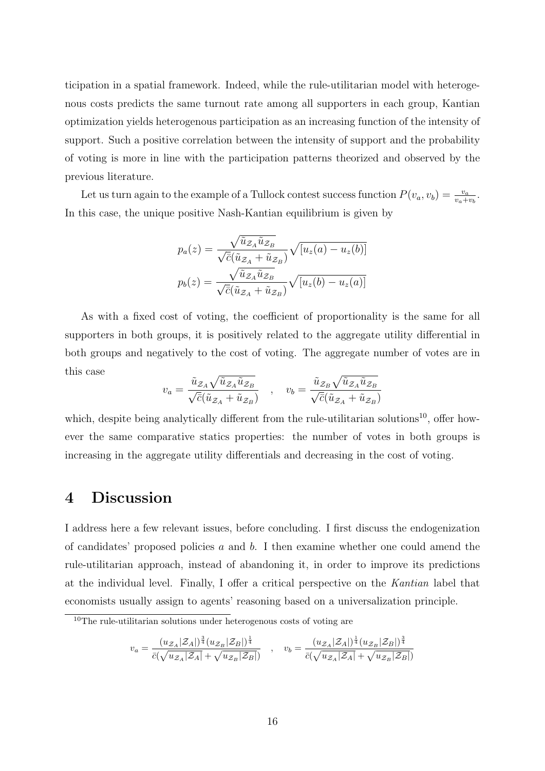ticipation in a spatial framework. Indeed, while the rule-utilitarian model with heterogenous costs predicts the same turnout rate among all supporters in each group, Kantian optimization yields heterogenous participation as an increasing function of the intensity of support. Such a positive correlation between the intensity of support and the probability of voting is more in line with the participation patterns theorized and observed by the previous literature.

Let us turn again to the example of a Tullock contest success function $P(v_a, v_b) = \frac{v_a}{v_a+v_b}$. In this case, the unique positive Nash-Kantian equilibrium is given by

$$p_a(z) = \frac{\sqrt{\tilde{u}_{\mathcal{Z}_A}\tilde{u}_{\mathcal{Z}_B}}}{\sqrt{\bar{c}}(\tilde{u}_{\mathcal{Z}_A} + \tilde{u}_{\mathcal{Z}_B})}\sqrt{[u_z(a) - u_z(b)]}$$

$$p_b(z) = \frac{\sqrt{\tilde{u}_{\mathcal{Z}_A}\tilde{u}_{\mathcal{Z}_B}}}{\sqrt{\bar{c}}(\tilde{u}_{\mathcal{Z}_A} + \tilde{u}_{\mathcal{Z}_B})}\sqrt{[u_z(b) - u_z(a)]}$$

As with a fixed cost of voting, the coefficient of proportionality is the same for all supporters in both groups, it is positively related to the aggregate utility differential in both groups and negatively to the cost of voting. The aggregate number of votes are in this case

$$v_a = \frac{\tilde{u}_{\mathcal{Z}_A}\sqrt{\tilde{u}_{\mathcal{Z}_A}\tilde{u}_{\mathcal{Z}_B}}}{\sqrt{\bar{c}}(\tilde{u}_{\mathcal{Z}_A} + \tilde{u}_{\mathcal{Z}_B})} \quad , \quad v_b = \frac{\tilde{u}_{\mathcal{Z}_B}\sqrt{\tilde{u}_{\mathcal{Z}_A}\tilde{u}_{\mathcal{Z}_B}}}{\sqrt{\bar{c}}(\tilde{u}_{\mathcal{Z}_A} + \tilde{u}_{\mathcal{Z}_B})}$$

which, despite being analytically different from the rule-utilitarian solutions[10], offer however the same comparative statics properties: the number of votes in both groups is increasing in the aggregate utility differentials and decreasing in the cost of voting.

# 4 Discussion

I address here a few relevant issues, before concluding. I first discuss the endogenization of candidates' proposed policies $a$ and $b$. I then examine whether one could amend the rule-utilitarian approach, instead of abandoning it, in order to improve its predictions at the individual level. Finally, I offer a critical perspective on the *Kantian* label that economists usually assign to agents' reasoning based on a universalization principle.

[10] The rule-utilitarian solutions under heterogenous costs of voting are

$$v_a = \frac{(u_{\mathcal{Z}_A}|\mathcal{Z}_A|)^{\frac{3}{4}}(u_{\mathcal{Z}_B}|\mathcal{Z}_B|)^{\frac{1}{4}}}{\bar{c}(\sqrt{u_{\mathcal{Z}_A}|\mathcal{Z}_A|} + \sqrt{u_{\mathcal{Z}_B}|\mathcal{Z}_B|})} \quad , \quad v_b = \frac{(u_{\mathcal{Z}_A}|\mathcal{Z}_A|)^{\frac{1}{4}}(u_{\mathcal{Z}_B}|\mathcal{Z}_B|)^{\frac{3}{4}}}{\bar{c}(\sqrt{u_{\mathcal{Z}_A}|\mathcal{Z}_A|} + \sqrt{u_{\mathcal{Z}_B}|\mathcal{Z}_B|})}$$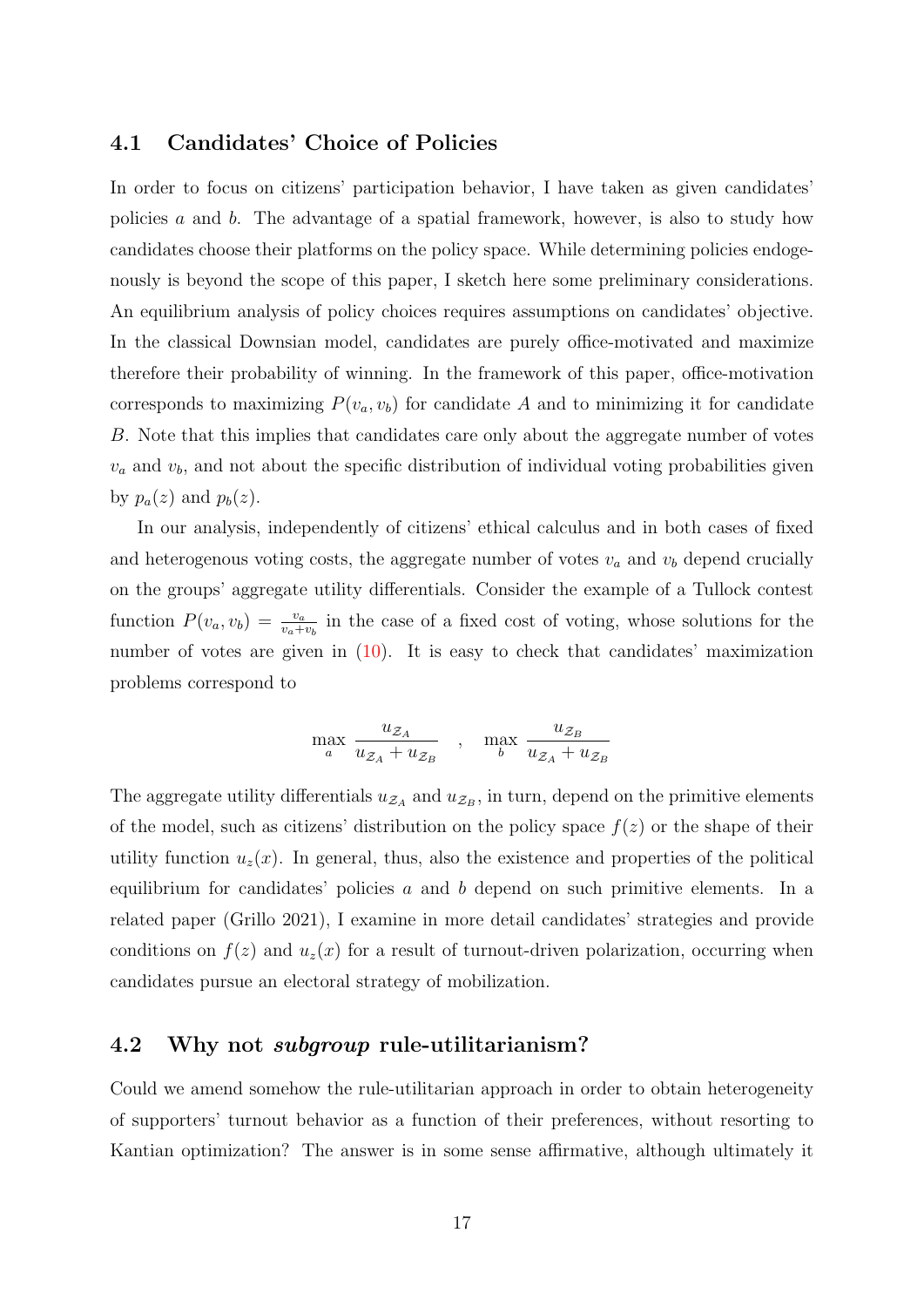## 4.1 Candidates' Choice of Policies

In order to focus on citizens' participation behavior, I have taken as given candidates' policies $a$ and $b$. The advantage of a spatial framework, however, is also to study how candidates choose their platforms on the policy space. While determining policies endogenously is beyond the scope of this paper, I sketch here some preliminary considerations. An equilibrium analysis of policy choices requires assumptions on candidates' objective. In the classical Downsian model, candidates are purely office-motivated and maximize therefore their probability of winning. In the framework of this paper, office-motivation corresponds to maximizing $P(v_a, v_b)$ for candidate $A$ and to minimizing it for candidate $B$. Note that this implies that candidates care only about the aggregate number of votes $v_a$ and $v_b$, and not about the specific distribution of individual voting probabilities given by $p_a(z)$ and $p_b(z)$.

In our analysis, independently of citizens' ethical calculus and in both cases of fixed and heterogenous voting costs, the aggregate number of votes $v_a$ and $v_b$ depend crucially on the groups' aggregate utility differentials. Consider the example of a Tullock contest function $P(v_a, v_b) = \frac{v_a}{v_a + v_b}$ in the case of a fixed cost of voting, whose solutions for the number of votes are given in (10). It is easy to check that candidates' maximization problems correspond to

$$\max_a \frac{u_{\mathcal{Z}_A}}{u_{\mathcal{Z}_A} + u_{\mathcal{Z}_B}} \quad , \quad \max_b \frac{u_{\mathcal{Z}_B}}{u_{\mathcal{Z}_A} + u_{\mathcal{Z}_B}}$$

The aggregate utility differentials $u_{\mathcal{Z}_A}$ and $u_{\mathcal{Z}_B}$, in turn, depend on the primitive elements of the model, such as citizens' distribution on the policy space $f(z)$ or the shape of their utility function $u_z(x)$. In general, thus, also the existence and properties of the political equilibrium for candidates' policies $a$ and $b$ depend on such primitive elements. In a related paper (Grillo 2021), I examine in more detail candidates' strategies and provide conditions on $f(z)$ and $u_z(x)$ for a result of turnout-driven polarization, occurring when candidates pursue an electoral strategy of mobilization.

## 4.2 Why not *subgroup* rule-utilitarianism?

Could we amend somehow the rule-utilitarian approach in order to obtain heterogeneity of supporters' turnout behavior as a function of their preferences, without resorting to Kantian optimization? The answer is in some sense affirmative, although ultimately it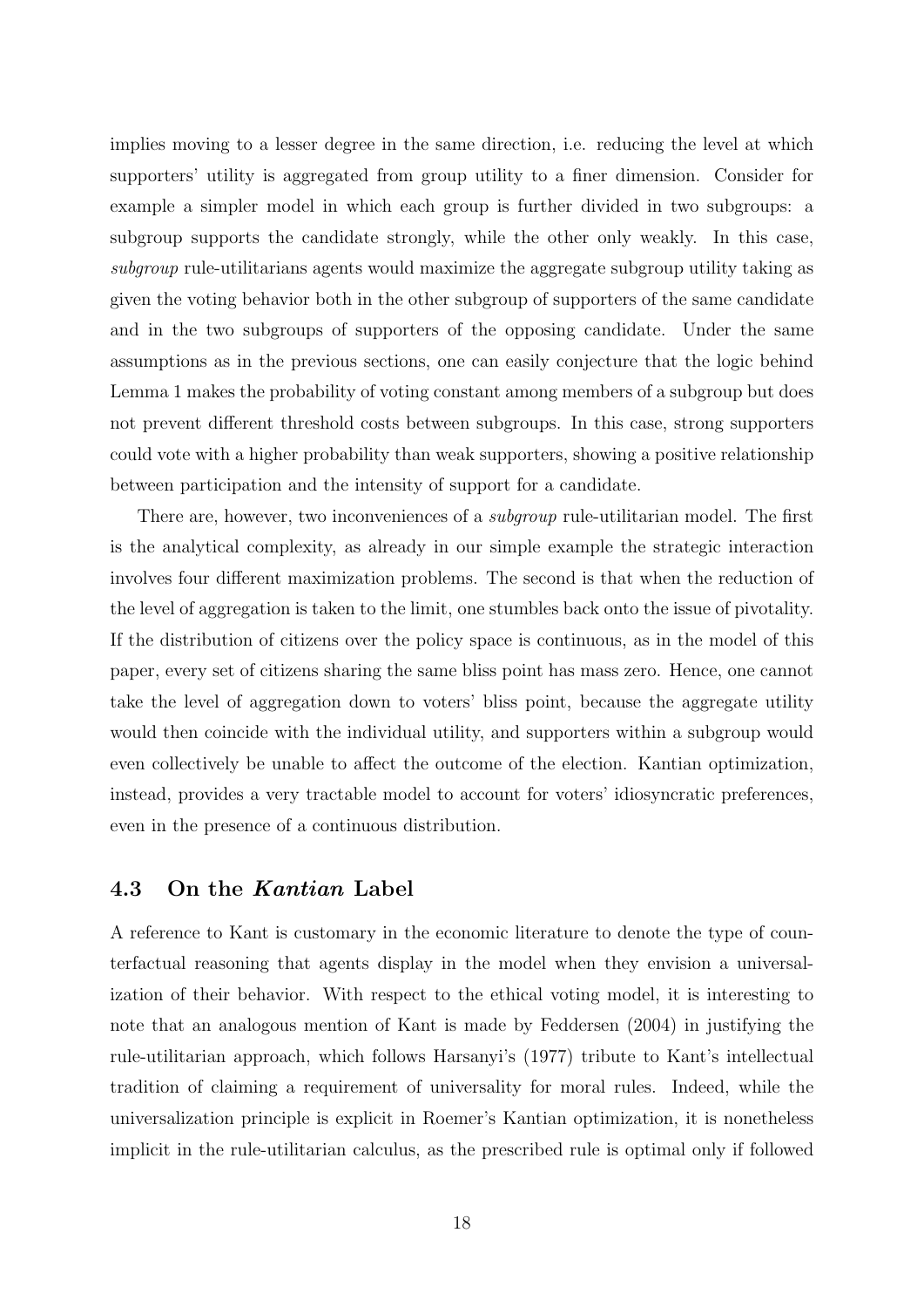implies moving to a lesser degree in the same direction, i.e. reducing the level at which supporters' utility is aggregated from group utility to a finer dimension. Consider for example a simpler model in which each group is further divided in two subgroups: a subgroup supports the candidate strongly, while the other only weakly. In this case, *subgroup* rule-utilitarians agents would maximize the aggregate subgroup utility taking as given the voting behavior both in the other subgroup of supporters of the same candidate and in the two subgroups of supporters of the opposing candidate. Under the same assumptions as in the previous sections, one can easily conjecture that the logic behind Lemma 1 makes the probability of voting constant among members of a subgroup but does not prevent different threshold costs between subgroups. In this case, strong supporters could vote with a higher probability than weak supporters, showing a positive relationship between participation and the intensity of support for a candidate.

There are, however, two inconveniences of a *subgroup* rule-utilitarian model. The first is the analytical complexity, as already in our simple example the strategic interaction involves four different maximization problems. The second is that when the reduction of the level of aggregation is taken to the limit, one stumbles back onto the issue of pivotality. If the distribution of citizens over the policy space is continuous, as in the model of this paper, every set of citizens sharing the same bliss point has mass zero. Hence, one cannot take the level of aggregation down to voters' bliss point, because the aggregate utility would then coincide with the individual utility, and supporters within a subgroup would even collectively be unable to affect the outcome of the election. Kantian optimization, instead, provides a very tractable model to account for voters' idiosyncratic preferences, even in the presence of a continuous distribution.

## 4.3 On the *Kantian* Label

A reference to Kant is customary in the economic literature to denote the type of counterfactual reasoning that agents display in the model when they envision a universalization of their behavior. With respect to the ethical voting model, it is interesting to note that an analogous mention of Kant is made by Feddersen (2004) in justifying the rule-utilitarian approach, which follows Harsanyi's (1977) tribute to Kant's intellectual tradition of claiming a requirement of universality for moral rules. Indeed, while the universalization principle is explicit in Roemer's Kantian optimization, it is nonetheless implicit in the rule-utilitarian calculus, as the prescribed rule is optimal only if followed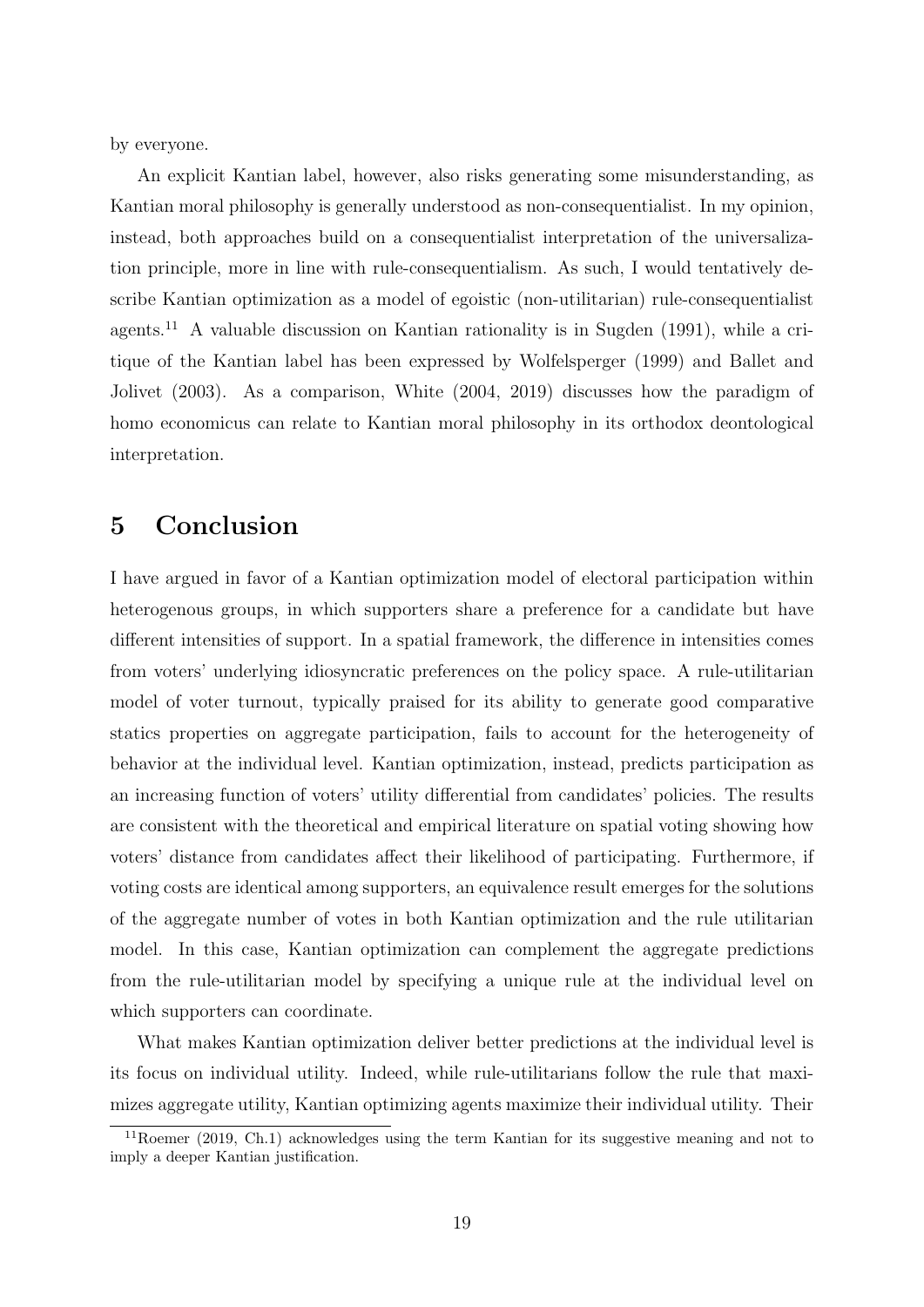by everyone.

An explicit Kantian label, however, also risks generating some misunderstanding, as Kantian moral philosophy is generally understood as non-consequentialist. In my opinion, instead, both approaches build on a consequentialist interpretation of the universalization principle, more in line with rule-consequentialism. As such, I would tentatively describe Kantian optimization as a model of egoistic (non-utilitarian) rule-consequentialist agents.[11] A valuable discussion on Kantian rationality is in Sugden (1991), while a critique of the Kantian label has been expressed by Wolfelsperger (1999) and Ballet and Jolivet (2003). As a comparison, White (2004, 2019) discusses how the paradigm of homo economicus can relate to Kantian moral philosophy in its orthodox deontological interpretation.

# 5 Conclusion

I have argued in favor of a Kantian optimization model of electoral participation within heterogenous groups, in which supporters share a preference for a candidate but have different intensities of support. In a spatial framework, the difference in intensities comes from voters' underlying idiosyncratic preferences on the policy space. A rule-utilitarian model of voter turnout, typically praised for its ability to generate good comparative statics properties on aggregate participation, fails to account for the heterogeneity of behavior at the individual level. Kantian optimization, instead, predicts participation as an increasing function of voters' utility differential from candidates' policies. The results are consistent with the theoretical and empirical literature on spatial voting showing how voters' distance from candidates affect their likelihood of participating. Furthermore, if voting costs are identical among supporters, an equivalence result emerges for the solutions of the aggregate number of votes in both Kantian optimization and the rule utilitarian model. In this case, Kantian optimization can complement the aggregate predictions from the rule-utilitarian model by specifying a unique rule at the individual level on which supporters can coordinate.

What makes Kantian optimization deliver better predictions at the individual level is its focus on individual utility. Indeed, while rule-utilitarians follow the rule that maximizes aggregate utility, Kantian optimizing agents maximize their individual utility. Their

[11]Roemer (2019, Ch.1) acknowledges using the term Kantian for its suggestive meaning and not to imply a deeper Kantian justification.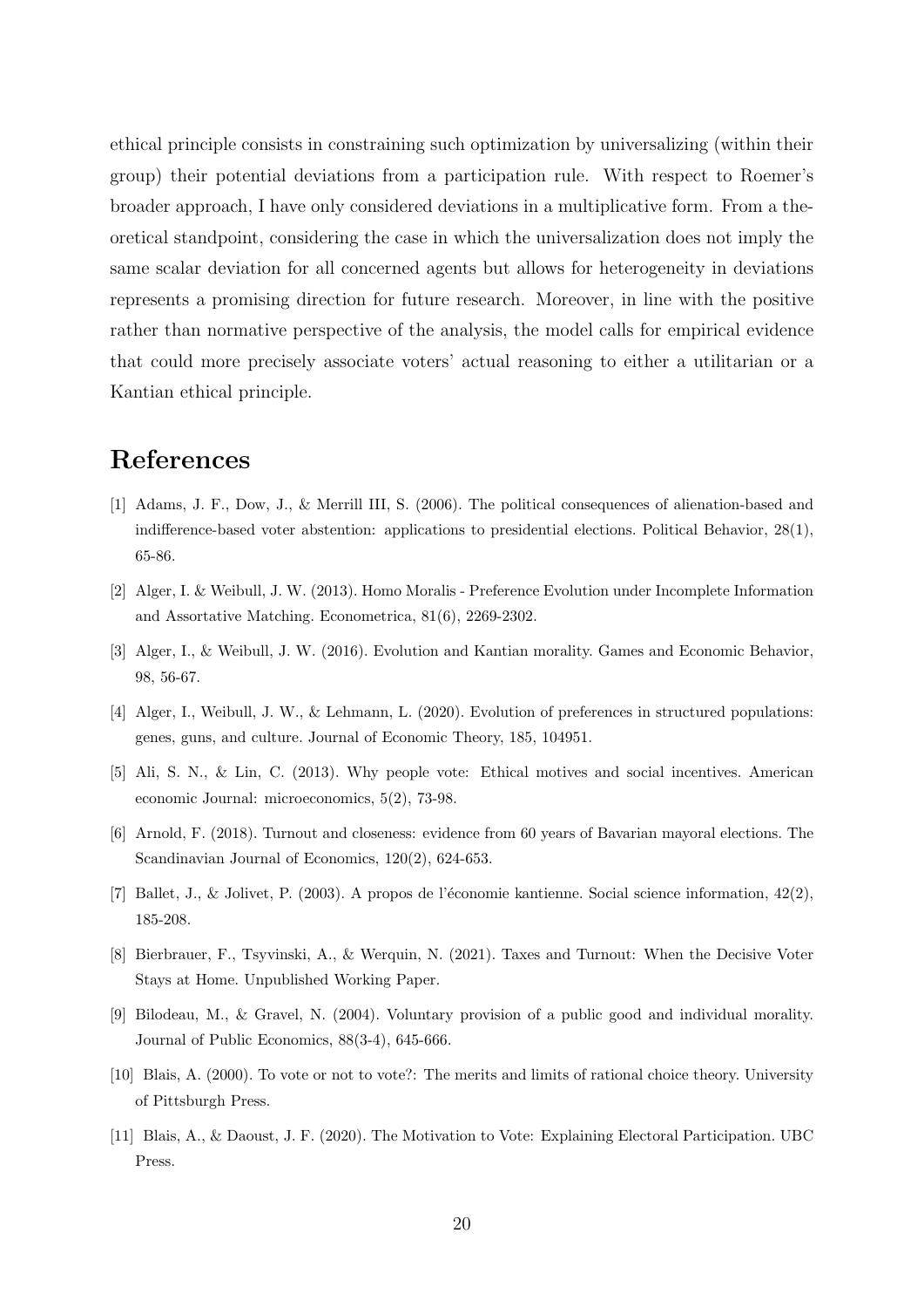ethical principle consists in constraining such optimization by universalizing (within their group) their potential deviations from a participation rule. With respect to Roemer's broader approach, I have only considered deviations in a multiplicative form. From a theoretical standpoint, considering the case in which the universalization does not imply the same scalar deviation for all concerned agents but allows for heterogeneity in deviations represents a promising direction for future research. Moreover, in line with the positive rather than normative perspective of the analysis, the model calls for empirical evidence that could more precisely associate voters' actual reasoning to either a utilitarian or a Kantian ethical principle.

# References

[1] Adams, J. F., Dow, J., & Merrill III, S. (2006). The political consequences of alienation-based and indifference-based voter abstention: applications to presidential elections. Political Behavior, 28(1), 65-86.

[2] Alger, I. & Weibull, J. W. (2013). Homo Moralis - Preference Evolution under Incomplete Information and Assortative Matching. Econometrica, 81(6), 2269-2302.

[3] Alger, I., & Weibull, J. W. (2016). Evolution and Kantian morality. Games and Economic Behavior, 98, 56-67.

[4] Alger, I., Weibull, J. W., & Lehmann, L. (2020). Evolution of preferences in structured populations: genes, guns, and culture. Journal of Economic Theory, 185, 104951.

[5] Ali, S. N., & Lin, C. (2013). Why people vote: Ethical motives and social incentives. American economic Journal: microeconomics, 5(2), 73-98.

[6] Arnold, F. (2018). Turnout and closeness: evidence from 60 years of Bavarian mayoral elections. The Scandinavian Journal of Economics, 120(2), 624-653.

[7] Ballet, J., & Jolivet, P. (2003). A propos de l'économie kantienne. Social science information, 42(2), 185-208.

[8] Bierbrauer, F., Tsyvinski, A., & Werquin, N. (2021). Taxes and Turnout: When the Decisive Voter Stays at Home. Unpublished Working Paper.

[9] Bilodeau, M., & Gravel, N. (2004). Voluntary provision of a public good and individual morality. Journal of Public Economics, 88(3-4), 645-666.

[10] Blais, A. (2000). To vote or not to vote?: The merits and limits of rational choice theory. University of Pittsburgh Press.

[11] Blais, A., & Daoust, J. F. (2020). The Motivation to Vote: Explaining Electoral Participation. UBC Press.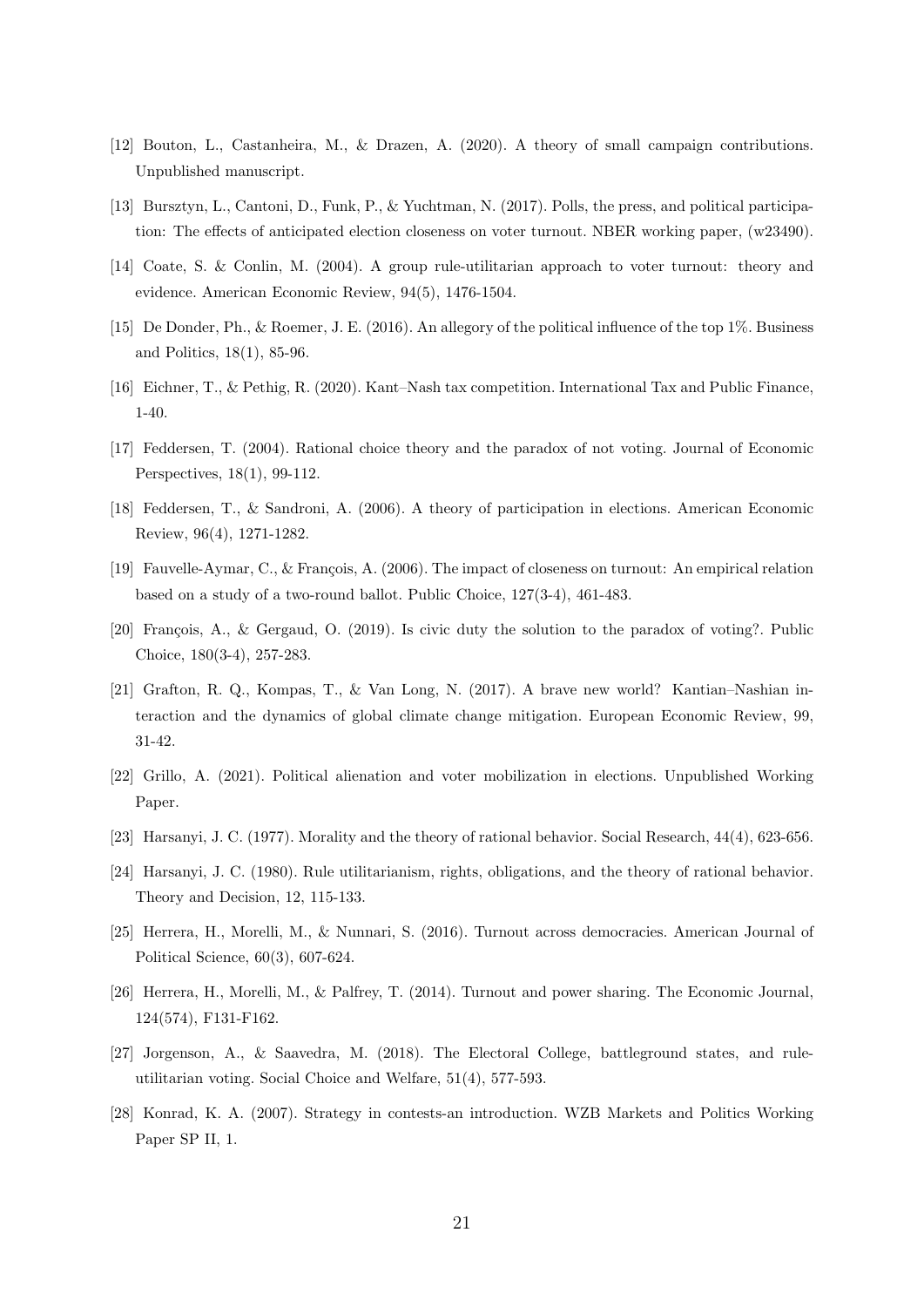[12] Bouton, L., Castanheira, M., & Drazen, A. (2020). A theory of small campaign contributions. Unpublished manuscript.

[13] Bursztyn, L., Cantoni, D., Funk, P., & Yuchtman, N. (2017). Polls, the press, and political participation: The effects of anticipated election closeness on voter turnout. NBER working paper, (w23490).

[14] Coate, S. & Conlin, M. (2004). A group rule-utilitarian approach to voter turnout: theory and evidence. American Economic Review, 94(5), 1476-1504.

[15] De Donder, Ph., & Roemer, J. E. (2016). An allegory of the political influence of the top 1%. Business and Politics, 18(1), 85-96.

[16] Eichner, T., & Pethig, R. (2020). Kant–Nash tax competition. International Tax and Public Finance, 1-40.

[17] Feddersen, T. (2004). Rational choice theory and the paradox of not voting. Journal of Economic Perspectives, 18(1), 99-112.

[18] Feddersen, T., & Sandroni, A. (2006). A theory of participation in elections. American Economic Review, 96(4), 1271-1282.

[19] Fauvelle-Aymar, C., & François, A. (2006). The impact of closeness on turnout: An empirical relation based on a study of a two-round ballot. Public Choice, 127(3-4), 461-483.

[20] François, A., & Gergaud, O. (2019). Is civic duty the solution to the paradox of voting?. Public Choice, 180(3-4), 257-283.

[21] Grafton, R. Q., Kompas, T., & Van Long, N. (2017). A brave new world? Kantian–Nashian interaction and the dynamics of global climate change mitigation. European Economic Review, 99, 31-42.

[22] Grillo, A. (2021). Political alienation and voter mobilization in elections. Unpublished Working Paper.

[23] Harsanyi, J. C. (1977). Morality and the theory of rational behavior. Social Research, 44(4), 623-656.

[24] Harsanyi, J. C. (1980). Rule utilitarianism, rights, obligations, and the theory of rational behavior. Theory and Decision, 12, 115-133.

[25] Herrera, H., Morelli, M., & Nunnari, S. (2016). Turnout across democracies. American Journal of Political Science, 60(3), 607-624.

[26] Herrera, H., Morelli, M., & Palfrey, T. (2014). Turnout and power sharing. The Economic Journal, 124(574), F131-F162.

[27] Jorgenson, A., & Saavedra, M. (2018). The Electoral College, battleground states, and rule-utilitarian voting. Social Choice and Welfare, 51(4), 577-593.

[28] Konrad, K. A. (2007). Strategy in contests-an introduction. WZB Markets and Politics Working Paper SP II, 1.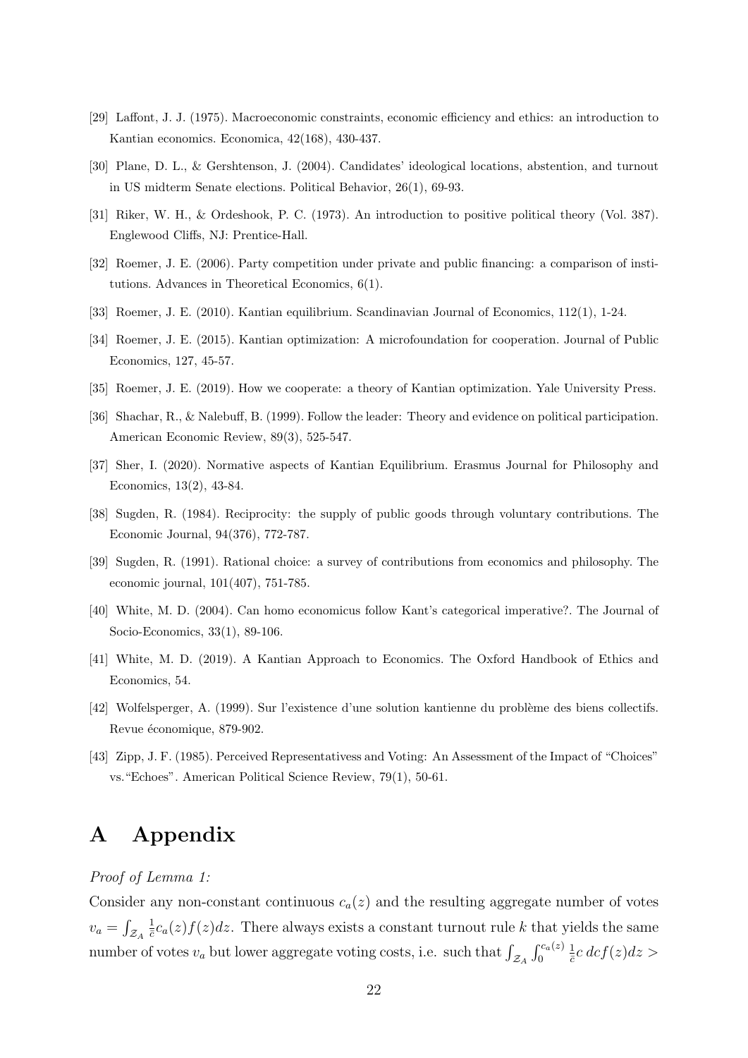[29] Laffont, J. J. (1975). Macroeconomic constraints, economic efficiency and ethics: an introduction to Kantian economics. Economica, 42(168), 430-437.

[30] Plane, D. L., & Gershtenson, J. (2004). Candidates' ideological locations, abstention, and turnout in US midterm Senate elections. Political Behavior, 26(1), 69-93.

[31] Riker, W. H., & Ordeshook, P. C. (1973). An introduction to positive political theory (Vol. 387). Englewood Cliffs, NJ: Prentice-Hall.

[32] Roemer, J. E. (2006). Party competition under private and public financing: a comparison of institutions. Advances in Theoretical Economics, 6(1).

[33] Roemer, J. E. (2010). Kantian equilibrium. Scandinavian Journal of Economics, 112(1), 1-24.

[34] Roemer, J. E. (2015). Kantian optimization: A microfoundation for cooperation. Journal of Public Economics, 127, 45-57.

[35] Roemer, J. E. (2019). How we cooperate: a theory of Kantian optimization. Yale University Press.

[36] Shachar, R., & Nalebuff, B. (1999). Follow the leader: Theory and evidence on political participation. American Economic Review, 89(3), 525-547.

[37] Sher, I. (2020). Normative aspects of Kantian Equilibrium. Erasmus Journal for Philosophy and Economics, 13(2), 43-84.

[38] Sugden, R. (1984). Reciprocity: the supply of public goods through voluntary contributions. The Economic Journal, 94(376), 772-787.

[39] Sugden, R. (1991). Rational choice: a survey of contributions from economics and philosophy. The economic journal, 101(407), 751-785.

[40] White, M. D. (2004). Can homo economicus follow Kant's categorical imperative?. The Journal of Socio-Economics, 33(1), 89-106.

[41] White, M. D. (2019). A Kantian Approach to Economics. The Oxford Handbook of Ethics and Economics, 54.

[42] Wolfelsperger, A. (1999). Sur l'existence d'une solution kantienne du problème des biens collectifs. Revue économique, 879-902.

[43] Zipp, J. F. (1985). Perceived Representativess and Voting: An Assessment of the Impact of "Choices" vs."Echoes". American Political Science Review, 79(1), 50-61.

# A Appendix

*Proof of Lemma 1:*

Consider any non-constant continuous $c_a(z)$ and the resulting aggregate number of votes $v_a = \int_{\mathcal{Z}_A} \frac{1}{\bar{c}} c_a(z) f(z) dz$. There always exists a constant turnout rule $k$ that yields the same number of votes $v_a$ but lower aggregate voting costs, i.e. such that $\int_{\mathcal{Z}_A} \int_0^{c_a(z)} \frac{1}{\bar{c}} c \; dc f(z) dz >$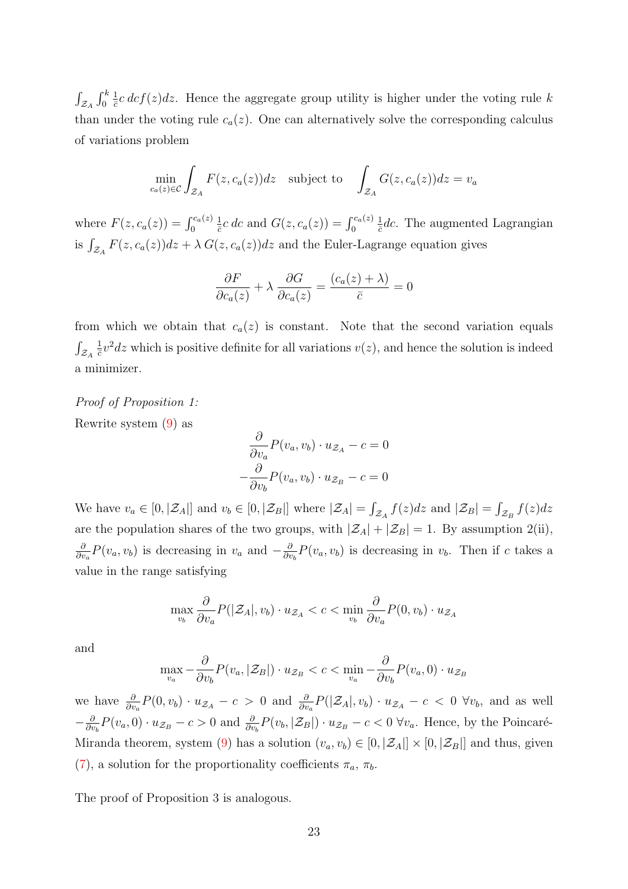$\int_{\mathcal{Z}_A} \int_0^k \frac{1}{\bar{c}} c \, dc f(z) dz$. Hence the aggregate group utility is higher under the voting rule $k$ than under the voting rule $c_a(z)$. One can alternatively solve the corresponding calculus of variations problem

$$\min_{c_a(z) \in \mathcal{C}} \int_{\mathcal{Z}_A} F(z, c_a(z)) dz \quad \text{subject to} \quad \int_{\mathcal{Z}_A} G(z, c_a(z)) dz = v_a$$

where $F(z, c_a(z)) = \int_0^{c_a(z)} \frac{1}{\bar{c}} c \, dc$ and $G(z, c_a(z)) = \int_0^{c_a(z)} \frac{1}{\bar{c}} dc$. The augmented Lagrangian is $\int_{\mathcal{Z}_A} F(z, c_a(z)) dz + \lambda \, G(z, c_a(z)) dz$ and the Euler-Lagrange equation gives

$$\frac{\partial F}{\partial c_a(z)} + \lambda \, \frac{\partial G}{\partial c_a(z)} = \frac{(c_a(z) + \lambda)}{\bar{c}} = 0$$

from which we obtain that $c_a(z)$ is constant. Note that the second variation equals $\int_{\mathcal{Z}_A} \frac{1}{\bar{c}} v^2 dz$ which is positive definite for all variations $v(z)$, and hence the solution is indeed a minimizer.

*Proof of Proposition 1:*

Rewrite system (9) as

$$\frac{\partial}{\partial v_a} P(v_a, v_b) \cdot u_{\mathcal{Z}_A} - c = 0$$
$$-\frac{\partial}{\partial v_b} P(v_a, v_b) \cdot u_{\mathcal{Z}_B} - c = 0$$

We have $v_a \in [0, |\mathcal{Z}_A|]$ and $v_b \in [0, |\mathcal{Z}_B|]$ where $|\mathcal{Z}_A| = \int_{\mathcal{Z}_A} f(z) dz$ and $|\mathcal{Z}_B| = \int_{\mathcal{Z}_B} f(z) dz$ are the population shares of the two groups, with $|\mathcal{Z}_A| + |\mathcal{Z}_B| = 1$. By assumption 2(ii), $\frac{\partial}{\partial v_a} P(v_a, v_b)$ is decreasing in $v_a$ and $-\frac{\partial}{\partial v_b} P(v_a, v_b)$ is decreasing in $v_b$. Then if $c$ takes a value in the range satisfying

$$\max_{v_b} \frac{\partial}{\partial v_a} P(|\mathcal{Z}_A|, v_b) \cdot u_{\mathcal{Z}_A} < c < \min_{v_b} \frac{\partial}{\partial v_a} P(0, v_b) \cdot u_{\mathcal{Z}_A}$$

and

$$\max_{v_a} -\frac{\partial}{\partial v_b} P(v_a, |\mathcal{Z}_B|) \cdot u_{\mathcal{Z}_B} < c < \min_{v_a} -\frac{\partial}{\partial v_b} P(v_a, 0) \cdot u_{\mathcal{Z}_B}$$

we have $\frac{\partial}{\partial v_a} P(0, v_b) \cdot u_{\mathcal{Z}_A} - c > 0$ and $\frac{\partial}{\partial v_a} P(|\mathcal{Z}_A|, v_b) \cdot u_{\mathcal{Z}_A} - c < 0 \ \forall v_b$, and as well $-\frac{\partial}{\partial v_b} P(v_a, 0) \cdot u_{\mathcal{Z}_B} - c > 0$ and $\frac{\partial}{\partial v_b} P(v_b, |\mathcal{Z}_B|) \cdot u_{\mathcal{Z}_B} - c < 0 \ \forall v_a$. Hence, by the Poincaré-Miranda theorem, system (9) has a solution $(v_a, v_b) \in [0, |\mathcal{Z}_A|] \times [0, |\mathcal{Z}_B|]$ and thus, given (7), a solution for the proportionality coefficients $\pi_a$, $\pi_b$.

The proof of Proposition 3 is analogous.